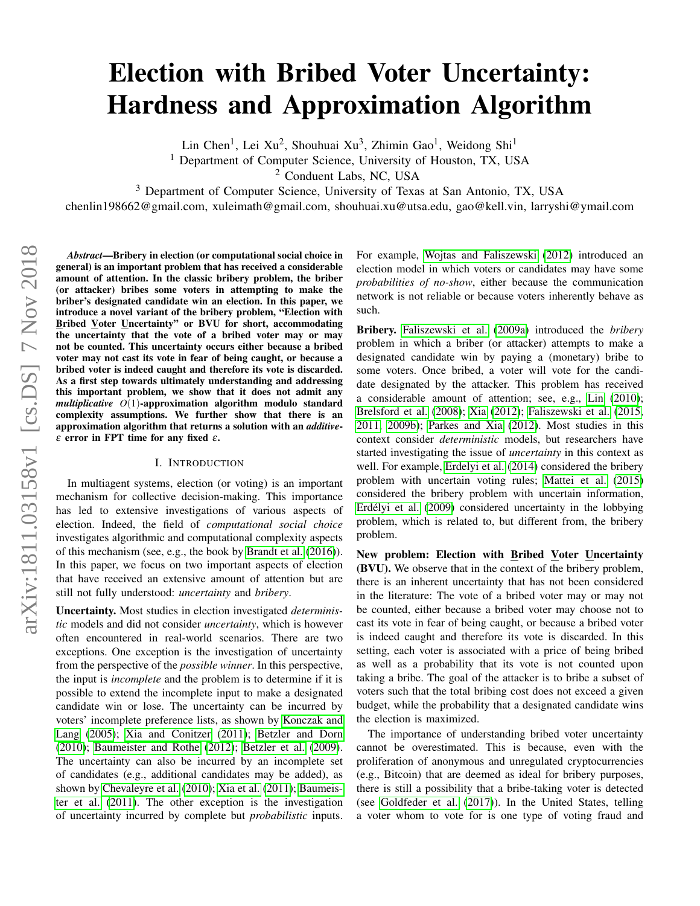# Election with Bribed Voter Uncertainty: Hardness and Approximation Algorithm

Lin Chen[1], Lei Xu[2], Shouhuai Xu[3], Zhimin Gao[1], Weidong Shi[1]

[1] Department of Computer Science, University of Houston, TX, USA

[2] Conduent Labs, NC, USA

[3] Department of Computer Science, University of Texas at San Antonio, TX, USA

chenlin198662@gmail.com, xuleimath@gmail.com, shouhuai.xu@utsa.edu, gao@kell.vin, larryshi@ymail.com

***Abstract*—Bribery in election (or computational social choice in general) is an important problem that has received a considerable amount of attention. In the classic bribery problem, the briber (or attacker) bribes some voters in attempting to make the briber's designated candidate win an election. In this paper, we introduce a novel variant of the bribery problem, "Election with Bribed Voter Uncertainty" or BVU for short, accommodating the uncertainty that the vote of a bribed voter may or may not be counted. This uncertainty occurs either because a bribed voter may not cast its vote in fear of being caught, or because a bribed voter is indeed caught and therefore its vote is discarded. As a first step towards ultimately understanding and addressing this important problem, we show that it does not admit any *multiplicative* $O(1)$-approximation algorithm modulo standard complexity assumptions. We further show that there is an approximation algorithm that returns a solution with an *additive*-$\varepsilon$ error in FPT time for any fixed $\varepsilon$.**

## I. Introduction

In multiagent systems, election (or voting) is an important mechanism for collective decision-making. This importance has led to extensive investigations of various aspects of election. Indeed, the field of *computational social choice* investigates algorithmic and computational complexity aspects of this mechanism (see, e.g., the book by Brandt et al. (2016)). In this paper, we focus on two important aspects of election that have received an extensive amount of attention but are still not fully understood: *uncertainty* and *bribery*.

**Uncertainty.** Most studies in election investigated *deterministic* models and did not consider *uncertainty*, which is however often encountered in real-world scenarios. There are two exceptions. One exception is the investigation of uncertainty from the perspective of the *possible winner*. In this perspective, the input is *incomplete* and the problem is to determine if it is possible to extend the incomplete input to make a designated candidate win or lose. The uncertainty can be incurred by voters' incomplete preference lists, as shown by Konczak and Lang (2005); Xia and Conitzer (2011); Betzler and Dorn (2010); Baumeister and Rothe (2012); Betzler et al. (2009). The uncertainty can also be incurred by an incomplete set of candidates (e.g., additional candidates may be added), as shown by Chevaleyre et al. (2010); Xia et al. (2011); Baumeister et al. (2011). The other exception is the investigation of uncertainty incurred by complete but *probabilistic* inputs. For example, Wojtas and Faliszewski (2012) introduced an election model in which voters or candidates may have some *probabilities of no-show*, either because the communication network is not reliable or because voters inherently behave as such.

**Bribery.** Faliszewski et al. (2009a) introduced the *bribery* problem in which a briber (or attacker) attempts to make a designated candidate win by paying a (monetary) bribe to some voters. Once bribed, a voter will vote for the candidate designated by the attacker. This problem has received a considerable amount of attention; see, e.g., Lin (2010); Brelsford et al. (2008); Xia (2012); Faliszewski et al. (2015, 2011, 2009b); Parkes and Xia (2012). Most studies in this context consider *deterministic* models, but researchers have started investigating the issue of *uncertainty* in this context as well. For example, Erdelyi et al. (2014) considered the bribery problem with uncertain voting rules; Mattei et al. (2015) considered the bribery problem with uncertain information, Erdélyi et al. (2009) considered uncertainty in the lobbying problem, which is related to, but different from, the bribery problem.

**New problem: Election with Bribed Voter Uncertainty (BVU).** We observe that in the context of the bribery problem, there is an inherent uncertainty that has not been considered in the literature: The vote of a bribed voter may or may not be counted, either because a bribed voter may choose not to cast its vote in fear of being caught, or because a bribed voter is indeed caught and therefore its vote is discarded. In this setting, each voter is associated with a price of being bribed as well as a probability that its vote is not counted upon taking a bribe. The goal of the attacker is to bribe a subset of voters such that the total bribing cost does not exceed a given budget, while the probability that a designated candidate wins the election is maximized.

The importance of understanding bribed voter uncertainty cannot be overestimated. This is because, even with the proliferation of anonymous and unregulated cryptocurrencies (e.g., Bitcoin) that are deemed as ideal for bribery purposes, there is still a possibility that a bribe-taking voter is detected (see Goldfeder et al. (2017)). In the United States, telling a voter whom to vote for is one type of voting fraud and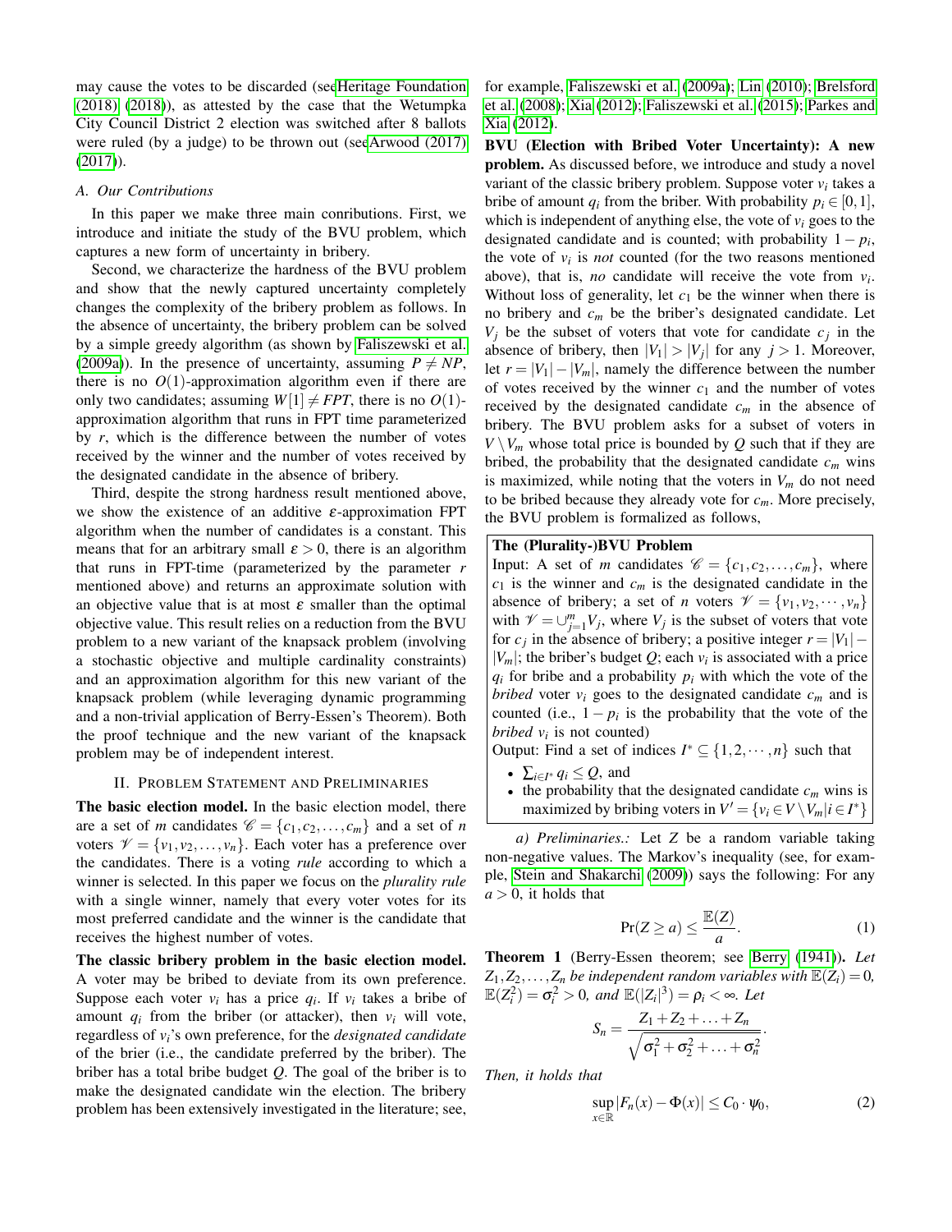may cause the votes to be discarded (seeHeritage Foundation (2018) (2018)), as attested by the case that the Wetumpka City Council District 2 election was switched after 8 ballots were ruled (by a judge) to be thrown out (seeArwood (2017) (2017)).

### A. Our Contributions

In this paper we make three main conributions. First, we introduce and initiate the study of the BVU problem, which captures a new form of uncertainty in bribery.

Second, we characterize the hardness of the BVU problem and show that the newly captured uncertainty completely changes the complexity of the bribery problem as follows. In the absence of uncertainty, the bribery problem can be solved by a simple greedy algorithm (as shown by Faliszewski et al. (2009a)). In the presence of uncertainty, assuming $P \neq NP$, there is no $O(1)$-approximation algorithm even if there are only two candidates; assuming $W[1] \neq FPT$, there is no $O(1)$-approximation algorithm that runs in FPT time parameterized by $r$, which is the difference between the number of votes received by the winner and the number of votes received by the designated candidate in the absence of bribery.

Third, despite the strong hardness result mentioned above, we show the existence of an additive $\varepsilon$-approximation FPT algorithm when the number of candidates is a constant. This means that for an arbitrary small $\varepsilon > 0$, there is an algorithm that runs in FPT-time (parameterized by the parameter $r$ mentioned above) and returns an approximate solution with an objective value that is at most $\varepsilon$ smaller than the optimal objective value. This result relies on a reduction from the BVU problem to a new variant of the knapsack problem (involving a stochastic objective and multiple cardinality constraints) and an approximation algorithm for this new variant of the knapsack problem (while leveraging dynamic programming and a non-trivial application of Berry-Essen's Theorem). Both the proof technique and the new variant of the knapsack problem may be of independent interest.

## II. Problem Statement and Preliminaries

**The basic election model.** In the basic election model, there are a set of $m$ candidates $\mathscr{C} = \{c_1, c_2, \ldots, c_m\}$ and a set of $n$ voters $\mathscr{V} = \{v_1, v_2, \ldots, v_n\}$. Each voter has a preference over the candidates. There is a voting *rule* according to which a winner is selected. In this paper we focus on the *plurality rule* with a single winner, namely that every voter votes for its most preferred candidate and the winner is the candidate that receives the highest number of votes.

**The classic bribery problem in the basic election model.** A voter may be bribed to deviate from its own preference. Suppose each voter $v_i$ has a price $q_i$. If $v_i$ takes a bribe of amount $q_i$ from the briber (or attacker), then $v_i$ will vote, regardless of $v_i$'s own preference, for the *designated candidate* of the brier (i.e., the candidate preferred by the briber). The briber has a total bribe budget $Q$. The goal of the briber is to make the designated candidate win the election. The bribery problem has been extensively investigated in the literature; see, for example, Faliszewski et al. (2009a); Lin (2010); Brelsford et al. (2008); Xia (2012); Faliszewski et al. (2015); Parkes and Xia (2012).

**BVU (Election with Bribed Voter Uncertainty): A new problem.** As discussed before, we introduce and study a novel variant of the classic bribery problem. Suppose voter $v_i$ takes a bribe of amount $q_i$ from the briber. With probability $p_i \in [0,1]$, which is independent of anything else, the vote of $v_i$ goes to the designated candidate and is counted; with probability $1-p_i$, the vote of $v_i$ is *not* counted (for the two reasons mentioned above), that is, *no* candidate will receive the vote from $v_i$. Without loss of generality, let $c_1$ be the winner when there is no bribery and $c_m$ be the briber's designated candidate. Let $V_j$ be the subset of voters that vote for candidate $c_j$ in the absence of bribery, then $|V_1| > |V_j|$ for any $j > 1$. Moreover, let $r = |V_1| - |V_m|$, namely the difference between the number of votes received by the winner $c_1$ and the number of votes received by the designated candidate $c_m$ in the absence of bribery. The BVU problem asks for a subset of voters in $V \setminus V_m$ whose total price is bounded by $Q$ such that if they are bribed, the probability that the designated candidate $c_m$ wins is maximized, while noting that the voters in $V_m$ do not need to be bribed because they already vote for $c_m$. More precisely, the BVU problem is formalized as follows,

**The (Plurality-)BVU Problem**

Input: A set of $m$ candidates $\mathscr{C} = \{c_1, c_2, \ldots, c_m\}$, where $c_1$ is the winner and $c_m$ is the designated candidate in the absence of bribery; a set of $n$ voters $\mathscr{V} = \{v_1, v_2, \cdots, v_n\}$ with $\mathscr{V} = \cup_{j=1}^{m} V_j$, where $V_j$ is the subset of voters that vote for $c_j$ in the absence of bribery; a positive integer $r = |V_1| - |V_m|$; the briber's budget $Q$; each $v_i$ is associated with a price $q_i$ for bribe and a probability $p_i$ with which the vote of the *bribed* voter $v_i$ goes to the designated candidate $c_m$ and is counted (i.e., $1 - p_i$ is the probability that the vote of the *bribed* $v_i$ is not counted)

Output: Find a set of indices $I^* \subseteq \{1, 2, \cdots, n\}$ such that

- $\sum_{i \in I^*} q_i \leq Q$, and
- the probability that the designated candidate $c_m$ wins is maximized by bribing voters in $V' = \{v_i \in V \setminus V_m | i \in I^*\}$

*a) Preliminaries.:* Let $Z$ be a random variable taking non-negative values. The Markov's inequality (see, for example, Stein and Shakarchi (2009)) says the following: For any $a > 0$, it holds that

$$\Pr(Z \geq a) \leq \frac{\mathbb{E}(Z)}{a}. \tag{1}$$

**Theorem 1** (Berry-Essen theorem; see Berry (1941)). *Let $Z_1, Z_2, \ldots, Z_n$ be independent random variables with $\mathbb{E}(Z_i) = 0$, $\mathbb{E}(Z_i^2) = \sigma_i^2 > 0$, and $\mathbb{E}(|Z_i|^3) = \rho_i < \infty$. Let*

$$S_n = \frac{Z_1 + Z_2 + \ldots + Z_n}{\sqrt{\sigma_1^2 + \sigma_2^2 + \ldots + \sigma_n^2}}.$$

*Then, it holds that*

$$\sup_{x \in \mathbb{R}} |F_n(x) - \Phi(x)| \leq C_0 \cdot \psi_0, \tag{2}$$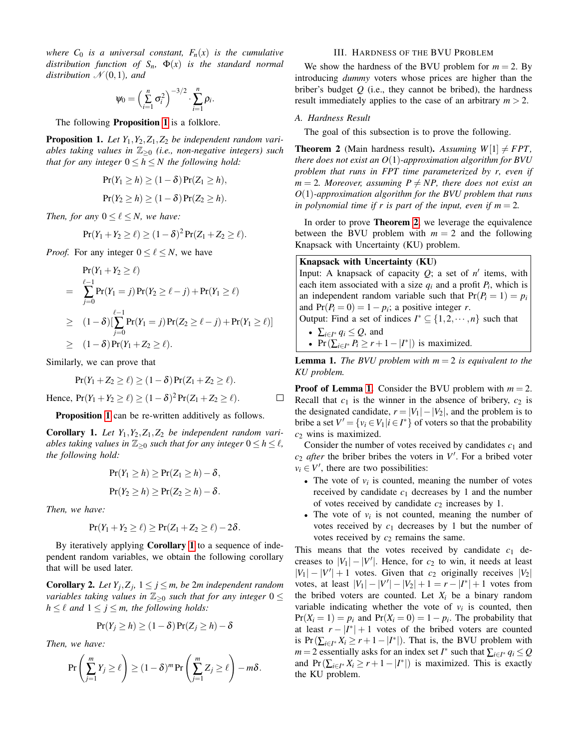*where $C_0$ is a universal constant, $F_n(x)$ is the cumulative distribution function of $S_n$, $\Phi(x)$ is the standard normal distribution $\mathcal{N}(0,1)$, and*

$$\psi_0 = \Big(\sum_{i=1}^{n} \sigma_i^2\Big)^{-3/2} \cdot \sum_{i=1}^{n} \rho_i.$$

The following **Proposition 1** is a folklore.

**Proposition 1.** *Let $Y_1, Y_2, Z_1, Z_2$ be independent random variables taking values in $\mathbb{Z}_{\geq 0}$ (i.e., non-negative integers) such that for any integer $0 \leq h \leq N$ the following hold:*

$$\Pr(Y_1 \geq h) \geq (1-\delta)\Pr(Z_1 \geq h),$$

$$\Pr(Y_2 \geq h) \geq (1-\delta)\Pr(Z_2 \geq h).$$

*Then, for any $0 \leq \ell \leq N$, we have:*

$$\Pr(Y_1 + Y_2 \geq \ell) \geq (1-\delta)^2 \Pr(Z_1 + Z_2 \geq \ell).$$

*Proof.* For any integer $0 \leq \ell \leq N$, we have

$$\begin{aligned}
& \Pr(Y_1 + Y_2 \geq \ell) \\
= \quad & \sum_{j=0}^{\ell-1} \Pr(Y_1 = j)\Pr(Y_2 \geq \ell - j) + \Pr(Y_1 \geq \ell) \\
\geq \quad & (1-\delta)\Big[\sum_{j=0}^{\ell-1} \Pr(Y_1 = j)\Pr(Z_2 \geq \ell - j) + \Pr(Y_1 \geq \ell)\Big] \\
\geq \quad & (1-\delta)\Pr(Y_1 + Z_2 \geq \ell).
\end{aligned}$$

Similarly, we can prove that

$$\Pr(Y_1 + Z_2 \geq \ell) \geq (1-\delta)\Pr(Z_1 + Z_2 \geq \ell).$$

Hence, $\Pr(Y_1 + Y_2 \geq \ell) \geq (1-\delta)^2 \Pr(Z_1 + Z_2 \geq \ell)$. $\square$

**Proposition 1** can be re-written additively as follows.

**Corollary 1.** *Let $Y_1, Y_2, Z_1, Z_2$ be independent random variables taking values in $\mathbb{Z}_{\geq 0}$ such that for any integer $0 \leq h \leq \ell$, the following hold:*

$$\Pr(Y_1 \geq h) \geq \Pr(Z_1 \geq h) - \delta,$$

$$\Pr(Y_2 \geq h) \geq \Pr(Z_2 \geq h) - \delta.$$

*Then, we have:*

$$\Pr(Y_1 + Y_2 \geq \ell) \geq \Pr(Z_1 + Z_2 \geq \ell) - 2\delta.$$

By iteratively applying **Corollary 1** to a sequence of independent random variables, we obtain the following corollary that will be used later.

**Corollary 2.** *Let $Y_j, Z_j$, $1 \leq j \leq m$, be $2m$ independent random variables taking values in $\mathbb{Z}_{\geq 0}$ such that for any integer $0 \leq h \leq \ell$ and $1 \leq j \leq m$, the following holds:*

$$\Pr(Y_j \geq h) \geq (1-\delta)\Pr(Z_j \geq h) - \delta$$

*Then, we have:*

$$\Pr\left(\sum_{j=1}^{m} Y_j \geq \ell\right) \geq (1-\delta)^m \Pr\left(\sum_{j=1}^{m} Z_j \geq \ell\right) - m\delta.$$

## III. Hardness of the BVU Problem

We show the hardness of the BVU problem for $m = 2$. By introducing *dummy* voters whose prices are higher than the briber's budget $Q$ (i.e., they cannot be bribed), the hardness result immediately applies to the case of an arbitrary $m > 2$.

### A. Hardness Result

The goal of this subsection is to prove the following.

**Theorem 2** (Main hardness result)**.** *Assuming $W[1] \neq FPT$, there does not exist an $O(1)$-approximation algorithm for BVU problem that runs in FPT time parameterized by $r$, even if $m = 2$. Moreover, assuming $P \neq NP$, there does not exist an $O(1)$-approximation algorithm for the BVU problem that runs in polynomial time if $r$ is part of the input, even if $m = 2$.*

In order to prove **Theorem 2**, we leverage the equivalence between the BVU problem with $m = 2$ and the following Knapsack with Uncertainty (KU) problem.

> **Knapsack with Uncertainty (KU)**
> Input: A knapsack of capacity $Q$; a set of $n'$ items, with each item associated with a size $q_i$ and a profit $P_i$, which is an independent random variable such that $\Pr(P_i = 1) = p_i$ and $\Pr(P_i = 0) = 1 - p_i$; a positive integer $r$.
> Output: Find a set of indices $I^* \subseteq \{1, 2, \cdots, n\}$ such that
> - $\sum_{i \in I^*} q_i \leq Q$, and
> - $\Pr\left(\sum_{i \in I^*} P_i \geq r + 1 - |I^*|\right)$ is maximized.

**Lemma 1.** *The BVU problem with $m = 2$ is equivalent to the KU problem.*

**Proof of Lemma 1.** Consider the BVU problem with $m = 2$. Recall that $c_1$ is the winner in the absence of bribery, $c_2$ is the designated candidate, $r = |V_1| - |V_2|$, and the problem is to bribe a set $V' = \{v_i \in V_1 | i \in I^*\}$ of voters so that the probability $c_2$ wins is maximized.

Consider the number of votes received by candidates $c_1$ and $c_2$ *after* the briber bribes the voters in $V'$. For a bribed voter $v_i \in V'$, there are two possibilities:

- The vote of $v_i$ is counted, meaning the number of votes received by candidate $c_1$ decreases by 1 and the number of votes received by candidate $c_2$ increases by 1.
- The vote of $v_i$ is not counted, meaning the number of votes received by $c_1$ decreases by 1 but the number of votes received by $c_2$ remains the same.

This means that the votes received by candidate $c_1$ decreases to $|V_1| - |V'|$. Hence, for $c_2$ to win, it needs at least $|V_1| - |V'| + 1$ votes. Given that $c_2$ originally receives $|V_2|$ votes, at least $|V_1| - |V'| - |V_2| + 1 = r - |I^*| + 1$ votes from the bribed voters are counted. Let $X_i$ be a binary random variable indicating whether the vote of $v_i$ is counted, then $\Pr(X_i = 1) = p_i$ and $\Pr(X_i = 0) = 1 - p_i$. The probability that at least $r - |I^*| + 1$ votes of the bribed voters are counted is $\Pr\left(\sum_{i \in I^*} X_i \geq r + 1 - |I^*|\right)$. That is, the BVU problem with $m = 2$ essentially asks for an index set $I^*$ such that $\sum_{i \in I^*} q_i \leq Q$ and $\Pr\left(\sum_{i \in I^*} X_i \geq r + 1 - |I^*|\right)$ is maximized. This is exactly the KU problem.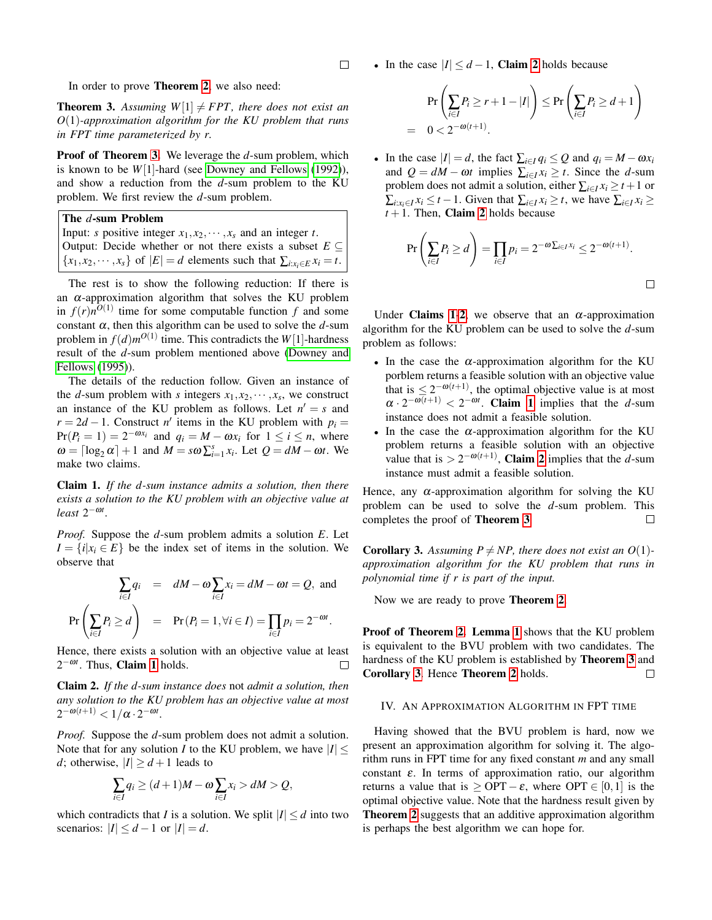□

In order to prove **Theorem 2**, we also need:

**Theorem 3.** *Assuming $W[1] \neq FPT$, there does not exist an $O(1)$-approximation algorithm for the KU problem that runs in FPT time parameterized by $r$.*

**Proof of Theorem 3.** We leverage the $d$-sum problem, which is known to be $W[1]$-hard (see Downey and Fellows (1992)), and show a reduction from the $d$-sum problem to the KU problem. We first review the $d$-sum problem.

> **The $d$-sum Problem**
> Input: $s$ positive integer $x_1, x_2, \cdots, x_s$ and an integer $t$.
> Output: Decide whether or not there exists a subset $E \subseteq \{x_1, x_2, \cdots, x_s\}$ of $|E| = d$ elements such that $\sum_{i:x_i \in E} x_i = t$.

The rest is to show the following reduction: If there is an $\alpha$-approximation algorithm that solves the KU problem in $f(r)n^{O(1)}$ time for some computable function $f$ and some constant $\alpha$, then this algorithm can be used to solve the $d$-sum problem in $f(d)m^{O(1)}$ time. This contradicts the $W[1]$-hardness result of the $d$-sum problem mentioned above (Downey and Fellows (1995)).

The details of the reduction follow. Given an instance of the $d$-sum problem with $s$ integers $x_1, x_2, \cdots, x_s$, we construct an instance of the KU problem as follows. Let $n' = s$ and $r = 2d - 1$. Construct $n'$ items in the KU problem with $p_i = \Pr(P_i = 1) = 2^{-\omega x_i}$ and $q_i = M - \omega x_i$ for $1 \leq i \leq n$, where $\omega = \lceil \log_2 \alpha \rceil + 1$ and $M = s\omega \sum_{i=1}^{s} x_i$. Let $Q = dM - \omega t$. We make two claims.

**Claim 1.** *If the $d$-sum instance admits a solution, then there exists a solution to the KU problem with an objective value at least $2^{-\omega t}$.*

*Proof.* Suppose the $d$-sum problem admits a solution $E$. Let $I = \{i | x_i \in E\}$ be the index set of items in the solution. We observe that

$$\sum_{i \in I} q_i = dM - \omega \sum_{i \in I} x_i = dM - \omega t = Q, \text{ and}$$

$$\Pr\left(\sum_{i \in I} P_i \geq d\right) = \Pr(P_i = 1, \forall i \in I) = \prod_{i \in I} p_i = 2^{-\omega t}.$$

Hence, there exists a solution with an objective value at least $2^{-\omega t}$. Thus, **Claim 1** holds. □

**Claim 2.** *If the $d$-sum instance does* not *admit a solution, then any solution to the KU problem has an objective value at most $2^{-\omega(t+1)} < 1/\alpha \cdot 2^{-\omega t}$.*

*Proof.* Suppose the $d$-sum problem does not admit a solution. Note that for any solution $I$ to the KU problem, we have $|I| \leq d$; otherwise, $|I| \geq d+1$ leads to

$$\sum_{i \in I} q_i \geq (d+1)M - \omega \sum_{i \in I} x_i > dM > Q,$$

which contradicts that $I$ is a solution. We split $|I| \leq d$ into two scenarios: $|I| \leq d-1$ or $|I| = d$.

- In the case $|I| \leq d-1$, **Claim 2** holds because

$$\Pr\left(\sum_{i \in I} P_i \geq r + 1 - |I|\right) \leq \Pr\left(\sum_{i \in I} P_i \geq d+1\right) = 0 < 2^{-\omega(t+1)}.$$

- In the case $|I| = d$, the fact $\sum_{i \in I} q_i \leq Q$ and $q_i = M - \omega x_i$ and $Q = dM - \omega t$ implies $\sum_{i \in I} x_i \geq t$. Since the $d$-sum problem does not admit a solution, either $\sum_{i \in I} x_i \geq t+1$ or $\sum_{i: x_i \in I} x_i \leq t-1$. Given that $\sum_{i \in I} x_i \geq t$, we have $\sum_{i \in I} x_i \geq t+1$. Then, **Claim 2** holds because

$$\Pr\left(\sum_{i \in I} P_i \geq d\right) = \prod_{i \in I} p_i = 2^{-\omega \sum_{i \in I} x_i} \leq 2^{-\omega(t+1)}.$$

□

Under **Claims 1-2**, we observe that an $\alpha$-approximation algorithm for the KU problem can be used to solve the $d$-sum problem as follows:

- In the case the $\alpha$-approximation algorithm for the KU porblem returns a feasible solution with an objective value that is $\leq 2^{-\omega(t+1)}$, the optimal objective value is at most $\alpha \cdot 2^{-\omega(t+1)} < 2^{-\omega t}$. **Claim 1** implies that the $d$-sum instance does not admit a feasible solution.
- In the case the $\alpha$-approximation algorithm for the KU problem returns a feasible solution with an objective value that is $> 2^{-\omega(t+1)}$, **Claim 2** implies that the $d$-sum instance must admit a feasible solution.

Hence, any $\alpha$-approximation algorithm for solving the KU problem can be used to solve the $d$-sum problem. This completes the proof of **Theorem 3**. □

**Corollary 3.** *Assuming $P \neq NP$, there does not exist an $O(1)$-approximation algorithm for the KU problem that runs in polynomial time if $r$ is part of the input.*

Now we are ready to prove **Theorem 2**.

**Proof of Theorem 2.** **Lemma 1** shows that the KU problem is equivalent to the BVU problem with two candidates. The hardness of the KU problem is established by **Theorem 3** and **Corollary 3**. Hence **Theorem 2** holds. □

## IV. An Approximation Algorithm in FPT Time

Having showed that the BVU problem is hard, now we present an approximation algorithm for solving it. The algorithm runs in FPT time for any fixed constant $m$ and any small constant $\varepsilon$. In terms of approximation ratio, our algorithm returns a value that is $\geq \text{OPT} - \varepsilon$, where $\text{OPT} \in [0,1]$ is the optimal objective value. Note that the hardness result given by **Theorem 2** suggests that an additive approximation algorithm is perhaps the best algorithm we can hope for.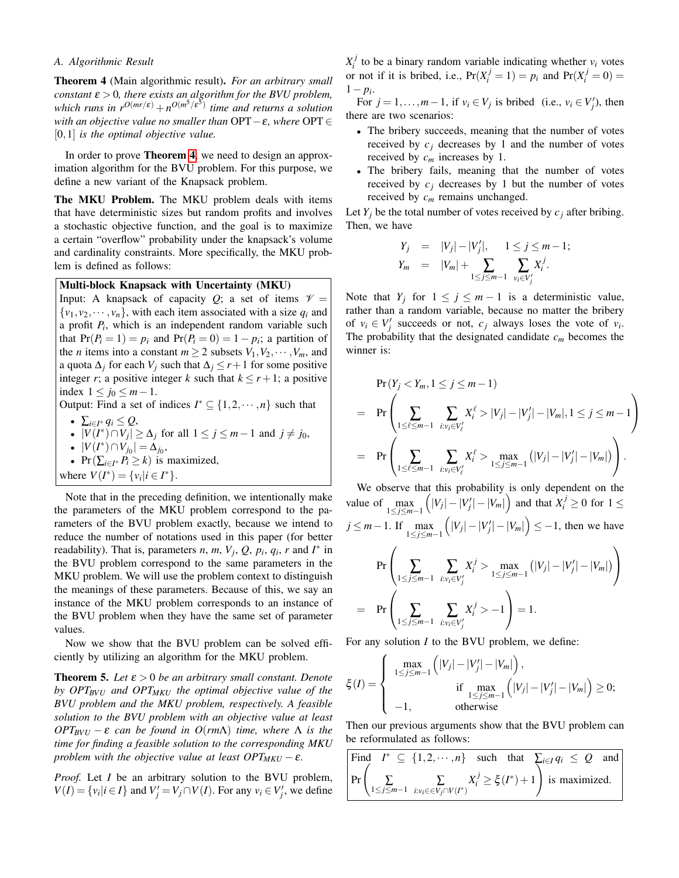### A. Algorithmic Result

**Theorem 4** (Main algorithmic result). *For an arbitrary small constant $\varepsilon > 0$, there exists an algorithm for the BVU problem, which runs in $r^{O(mr/\varepsilon)} + n^{O(m^5/\varepsilon^5)}$ time and returns a solution with an objective value no smaller than $\text{OPT} - \varepsilon$, where $\text{OPT} \in [0,1]$ is the optimal objective value.*

In order to prove **Theorem 4**, we need to design an approximation algorithm for the BVU problem. For this purpose, we define a new variant of the Knapsack problem.

**The MKU Problem.** The MKU problem deals with items that have deterministic sizes but random profits and involves a stochastic objective function, and the goal is to maximize a certain "overflow" probability under the knapsack's volume and cardinality constraints. More specifically, the MKU problem is defined as follows:

> **Multi-block Knapsack with Uncertainty (MKU)**
>
> Input: A knapsack of capacity $Q$; a set of items $\mathscr{V} = \{v_1, v_2, \cdots, v_n\}$, with each item associated with a size $q_i$ and a profit $P_i$, which is an independent random variable such that $\Pr(P_i = 1) = p_i$ and $\Pr(P_i = 0) = 1 - p_i$; a partition of the $n$ items into a constant $m \geq 2$ subsets $V_1, V_2, \cdots, V_m$, and a quota $\Delta_j$ for each $V_j$ such that $\Delta_j \leq r+1$ for some positive integer $r$; a positive integer $k$ such that $k \leq r+1$; a positive index $1 \leq j_0 \leq m-1$.
>
> Output: Find a set of indices $I^* \subseteq \{1, 2, \cdots, n\}$ such that
> - $\sum_{i \in I^*} q_i \leq Q$,
> - $|V(I^*) \cap V_j| \geq \Delta_j$ for all $1 \leq j \leq m-1$ and $j \neq j_0$,
> - $|V(I^*) \cap V_{j_0}| = \Delta_{j_0}$,
> - $\Pr(\sum_{i \in I^*} P_i \geq k)$ is maximized,
>
> where $V(I^*) = \{v_i | i \in I^*\}$.

Note that in the preceding definition, we intentionally make the parameters of the MKU problem correspond to the parameters of the BVU problem exactly, because we intend to reduce the number of notations used in this paper (for better readability). That is, parameters $n$, $m$, $V_j$, $Q$, $p_i$, $q_i$, $r$ and $I^*$ in the BVU problem correspond to the same parameters in the MKU problem. We will use the problem context to distinguish the meanings of these parameters. Because of this, we say an instance of the MKU problem corresponds to an instance of the BVU problem when they have the same set of parameter values.

Now we show that the BVU problem can be solved efficiently by utilizing an algorithm for the MKU problem.

**Theorem 5.** *Let $\varepsilon > 0$ be an arbitrary small constant. Denote by $OPT_{BVU}$ and $OPT_{MKU}$ the optimal objective value of the BVU problem and the MKU problem, respectively. A feasible solution to the BVU problem with an objective value at least $OPT_{BVU} - \varepsilon$ can be found in $O(rm\Lambda)$ time, where $\Lambda$ is the time for finding a feasible solution to the corresponding MKU problem with the objective value at least $OPT_{MKU} - \varepsilon$.*

*Proof.* Let $I$ be an arbitrary solution to the BVU problem, $V(I) = \{v_i | i \in I\}$ and $V_j' = V_j \cap V(I)$. For any $v_i \in V_j'$, we define $X_i^j$ to be a binary random variable indicating whether $v_i$ votes or not if it is bribed, i.e., $\Pr(X_i^j = 1) = p_i$ and $\Pr(X_i^j = 0) = 1 - p_i$.

For $j = 1, \ldots, m-1$, if $v_i \in V_j$ is bribed (i.e., $v_i \in V_j'$), then there are two scenarios:

- The bribery succeeds, meaning that the number of votes received by $c_j$ decreases by 1 and the number of votes received by $c_m$ increases by 1.
- The bribery fails, meaning that the number of votes received by $c_j$ decreases by 1 but the number of votes received by $c_m$ remains unchanged.

Let $Y_j$ be the total number of votes received by $c_j$ after bribing. Then, we have

$$
\begin{aligned}
Y_j &= |V_j| - |V_j'|, \quad 1 \leq j \leq m-1; \\
Y_m &= |V_m| + \sum_{1 \leq j \leq m-1} \sum_{v_i \in V_j'} X_i^j.
\end{aligned}
$$

Note that $Y_j$ for $1 \leq j \leq m-1$ is a deterministic value, rather than a random variable, because no matter the bribery of $v_i \in V_j'$ succeeds or not, $c_j$ always loses the vote of $v_i$. The probability that the designated candidate $c_m$ becomes the winner is:

$$
\begin{aligned}
& \Pr(Y_j < Y_m, 1 \leq j \leq m-1) \\
= \; & \Pr\left( \sum_{1 \leq \ell \leq m-1} \sum_{i: v_i \in V_\ell'} X_i^\ell > |V_j| - |V_j'| - |V_m|, 1 \leq j \leq m-1 \right) \\
= \; & \Pr\left( \sum_{1 \leq \ell \leq m-1} \sum_{i: v_i \in V_\ell'} X_i^\ell > \max_{1 \leq j \leq m-1} \left( |V_j| - |V_j'| - |V_m| \right) \right).
\end{aligned}
$$

We observe that this probability is only dependent on the value of $\max_{1 \leq j \leq m-1} \left( |V_j| - |V_j'| - |V_m| \right)$ and that $X_i^j \geq 0$ for $1 \leq j \leq m-1$. If $\max_{1 \leq j \leq m-1} \left( |V_j| - |V_j'| - |V_m| \right) \leq -1$, then we have

$$
\begin{aligned}
& \Pr\left( \sum_{1 \leq j \leq m-1} \sum_{i: v_i \in V_j'} X_i^j > \max_{1 \leq j \leq m-1} \left( |V_j| - |V_j'| - |V_m| \right) \right) \\
= \; & \Pr\left( \sum_{1 \leq j \leq m-1} \sum_{i: v_i \in V_j'} X_i^j > -1 \right) = 1.
\end{aligned}
$$

For any solution $I$ to the BVU problem, we define:

$$
\xi(I) = \begin{cases}
\max_{1 \leq j \leq m-1} \left( |V_j| - |V_j'| - |V_m| \right), & \text{if } \max_{1 \leq j \leq m-1} \left( |V_j| - |V_j'| - |V_m| \right) \geq 0; \\
-1, & \text{otherwise}
\end{cases}
$$

Then our previous arguments show that the BVU problem can be reformulated as follows:

> Find $I^* \subseteq \{1, 2, \cdots, n\}$ such that $\sum_{i \in I} q_i \leq Q$ and $\Pr\left( \sum_{1 \leq j \leq m-1} \sum_{i: v_i \in V_j \cap V(I^*)} X_i^j \geq \xi(I^*) + 1 \right)$ is maximized.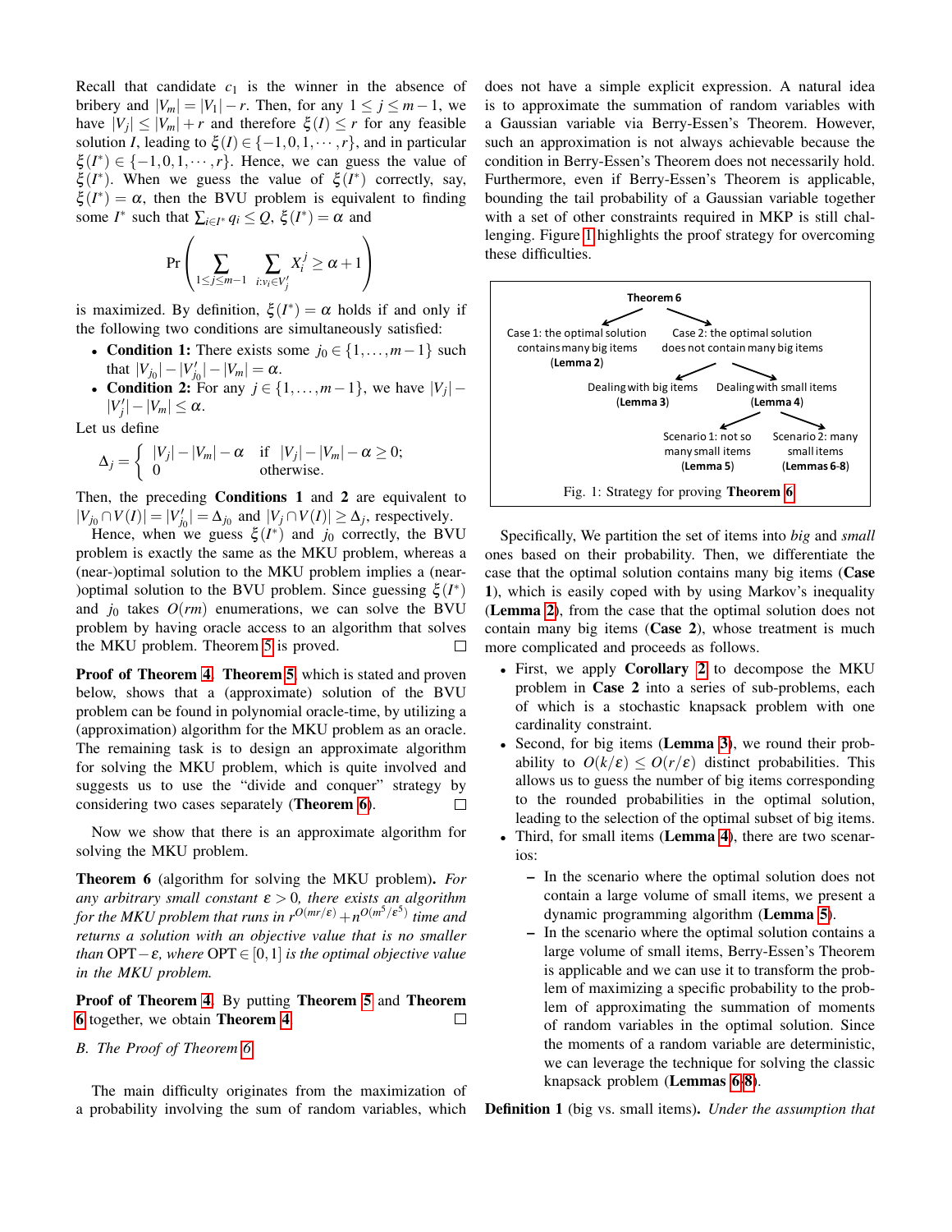Recall that candidate $c_1$ is the winner in the absence of bribery and $|V_m| = |V_1| - r$. Then, for any $1 \le j \le m-1$, we have $|V_j| \le |V_m| + r$ and therefore $\xi(I) \le r$ for any feasible solution $I$, leading to $\xi(I) \in \{-1, 0, 1, \cdots, r\}$, and in particular $\xi(I^*) \in \{-1, 0, 1, \cdots, r\}$. Hence, we can guess the value of $\xi(I^*)$. When we guess the value of $\xi(I^*)$ correctly, say, $\xi(I^*) = \alpha$, then the BVU problem is equivalent to finding some $I^*$ such that $\sum_{i \in I^*} q_i \le Q$, $\xi(I^*) = \alpha$ and

$$\Pr\left(\sum_{1 \le j \le m-1} \sum_{i: v_i \in V'_j} X_i^j \ge \alpha + 1\right)$$

is maximized. By definition, $\xi(I^*) = \alpha$ holds if and only if the following two conditions are simultaneously satisfied:

- **Condition 1:** There exists some $j_0 \in \{1, \ldots, m-1\}$ such that $|V_{j_0}| - |V'_{j_0}| - |V_m| = \alpha$.
- **Condition 2:** For any $j \in \{1, \ldots, m-1\}$, we have $|V_j| - |V'_j| - |V_m| \le \alpha$.

Let us define

$$\Delta_j = \begin{cases} |V_j| - |V_m| - \alpha & \text{if } |V_j| - |V_m| - \alpha \ge 0; \\ 0 & \text{otherwise.} \end{cases}$$

Then, the preceding **Conditions 1** and **2** are equivalent to $|V_{j_0} \cap V(I)| = |V'_{j_0}| = \Delta_{j_0}$ and $|V_j \cap V(I)| \ge \Delta_j$, respectively.

Hence, when we guess $\xi(I^*)$ and $j_0$ correctly, the BVU problem is exactly the same as the MKU problem, whereas a (near-)optimal solution to the MKU problem implies a (near-)optimal solution to the BVU problem. Since guessing $\xi(I^*)$ and $j_0$ takes $O(rm)$ enumerations, we can solve the BVU problem by having oracle access to an algorithm that solves the MKU problem. Theorem 5 is proved. □

**Proof of Theorem 4.** **Theorem 5**, which is stated and proven below, shows that a (approximate) solution of the BVU problem can be found in polynomial oracle-time, by utilizing a (approximation) algorithm for the MKU problem as an oracle. The remaining task is to design an approximate algorithm for solving the MKU problem, which is quite involved and suggests us to use the "divide and conquer" strategy by considering two cases separately (**Theorem 6**). □

Now we show that there is an approximate algorithm for solving the MKU problem.

**Theorem 6** (algorithm for solving the MKU problem)**.** *For any arbitrary small constant $\varepsilon > 0$, there exists an algorithm for the MKU problem that runs in $r^{O(mr/\varepsilon)} + n^{O(m^5/\varepsilon^5)}$ time and returns a solution with an objective value that is no smaller than* OPT $-\varepsilon$*, where* OPT $\in [0, 1]$ *is the optimal objective value in the MKU problem.*

**Proof of Theorem 4.** By putting **Theorem 5** and **Theorem 6** together, we obtain **Theorem 4**. □

## B. The Proof of Theorem 6

The main difficulty originates from the maximization of a probability involving the sum of random variables, which does not have a simple explicit expression. A natural idea is to approximate the summation of random variables with a Gaussian variable via Berry-Essen's Theorem. However, such an approximation is not always achievable because the condition in Berry-Essen's Theorem does not necessarily hold. Furthermore, even if Berry-Essen's Theorem is applicable, bounding the tail probability of a Gaussian variable together with a set of other constraints required in MKP is still challenging. Figure 1 highlights the proof strategy for overcoming these difficulties.

Theorem 6 → Case 1: the optimal solution contains many big items (Lemma 2); Case 2: the optimal solution does not contain many big items → Dealing with big items (Lemma 3); Dealing with small items (Lemma 4) → Scenario 1: not so many small items (Lemma 5); Scenario 2: many small items (Lemmas 6-8)

Fig. 1: Strategy for proving **Theorem 6**

Specifically, We partition the set of items into *big* and *small* ones based on their probability. Then, we differentiate the case that the optimal solution contains many big items (**Case 1**), which is easily coped with by using Markov's inequality (**Lemma 2**), from the case that the optimal solution does not contain many big items (**Case 2**), whose treatment is much more complicated and proceeds as follows.

- First, we apply **Corollary 2** to decompose the MKU problem in **Case 2** into a series of sub-problems, each of which is a stochastic knapsack problem with one cardinality constraint.
- Second, for big items (**Lemma 3**), we round their probability to $O(k/\varepsilon) \le O(r/\varepsilon)$ distinct probabilities. This allows us to guess the number of big items corresponding to the rounded probabilities in the optimal solution, leading to the selection of the optimal subset of big items.
- Third, for small items (**Lemma 4**), there are two scenarios:
  - In the scenario where the optimal solution does not contain a large volume of small items, we present a dynamic programming algorithm (**Lemma 5**).
  - In the scenario where the optimal solution contains a large volume of small items, Berry-Essen's Theorem is applicable and we can use it to transform the problem of maximizing a specific probability to the problem of approximating the summation of moments of random variables in the optimal solution. Since the moments of a random variable are deterministic, we can leverage the technique for solving the classic knapsack problem (**Lemmas 6-8**).

**Definition 1** (big vs. small items)**.** *Under the assumption that*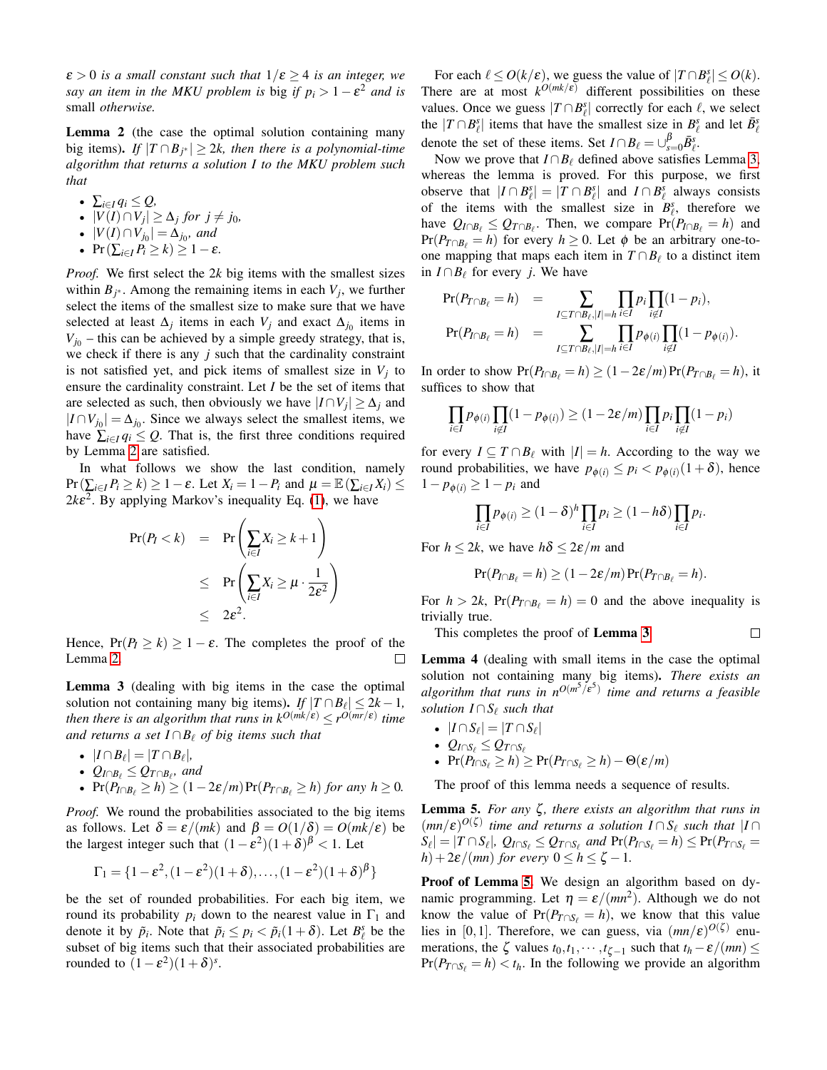$\varepsilon > 0$ *is a small constant such that* $1/\varepsilon \geq 4$ *is an integer, we say an item in the MKU problem is* big *if* $p_i > 1-\varepsilon^2$ *and is* small *otherwise.*

**Lemma 2** (the case the optimal solution containing many big items)**.** *If* $|T \cap B_{j^*}| \geq 2k$*, then there is a polynomial-time algorithm that returns a solution* $I$ *to the MKU problem such that*

- $\sum_{i\in I} q_i \leq Q$,
- $|V(I) \cap V_j| \geq \Delta_j$ *for* $j \neq j_0$,
- $|V(I) \cap V_{j_0}| = \Delta_{j_0}$*, and*
- $\Pr\left(\sum_{i\in I} P_i \geq k\right) \geq 1-\varepsilon$.

*Proof.* We first select the $2k$ big items with the smallest sizes within $B_{j^*}$. Among the remaining items in each $V_j$, we further select the items of the smallest size to make sure that we have selected at least $\Delta_j$ items in each $V_j$ and exact $\Delta_{j_0}$ items in $V_{j_0}$ – this can be achieved by a simple greedy strategy, that is, we check if there is any $j$ such that the cardinality constraint is not satisfied yet, and pick items of smallest size in $V_j$ to ensure the cardinality constraint. Let $I$ be the set of items that are selected as such, then obviously we have $|I \cap V_j| \geq \Delta_j$ and $|I \cap V_{j_0}| = \Delta_{j_0}$. Since we always select the smallest items, we have $\sum_{i\in I} q_i \leq Q$. That is, the first three conditions required by Lemma 2 are satisfied.

In what follows we show the last condition, namely $\Pr\left(\sum_{i\in I} P_i \geq k\right) \geq 1-\varepsilon$. Let $X_i = 1-P_i$ and $\mu = \mathbb{E}\left(\sum_{i\in I} X_i\right) \leq 2k\varepsilon^2$. By applying Markov's inequality Eq. (1), we have

$$
\begin{aligned}
\Pr(P_I < k) &= \Pr\left(\sum_{i\in I} X_i \geq k+1\right) \\
&\leq \Pr\left(\sum_{i\in I} X_i \geq \mu \cdot \frac{1}{2\varepsilon^2}\right) \\
&\leq 2\varepsilon^2.
\end{aligned}
$$

Hence, $\Pr(P_I \geq k) \geq 1-\varepsilon$. The completes the proof of the Lemma 2. □

**Lemma 3** (dealing with big items in the case the optimal solution not containing many big items)**.** *If* $|T \cap B_\ell| \leq 2k-1$*, then there is an algorithm that runs in* $k^{O(mk/\varepsilon)} \leq r^{O(mr/\varepsilon)}$ *time and returns a set* $I \cap B_\ell$ *of big items such that*

- $|I \cap B_\ell| = |T \cap B_\ell|$,
- $Q_{I\cap B_\ell} \leq Q_{T\cap B_\ell}$*, and*
- $\Pr(P_{I\cap B_\ell} \geq h) \geq (1-2\varepsilon/m)\Pr(P_{T\cap B_\ell} \geq h)$ *for any* $h \geq 0$.

*Proof.* We round the probabilities associated to the big items as follows. Let $\delta = \varepsilon/(mk)$ and $\beta = O(1/\delta) = O(mk/\varepsilon)$ be the largest integer such that $(1-\varepsilon^2)(1+\delta)^\beta < 1$. Let

$$
\Gamma_1 = \{1-\varepsilon^2, (1-\varepsilon^2)(1+\delta), \ldots, (1-\varepsilon^2)(1+\delta)^\beta\}
$$

be the set of rounded probabilities. For each big item, we round its probability $p_i$ down to the nearest value in $\Gamma_1$ and denote it by $\tilde{p}_i$. Note that $\tilde{p}_i \leq p_i < \tilde{p}_i(1+\delta)$. Let $B_\ell^s$ be the subset of big items such that their associated probabilities are rounded to $(1-\varepsilon^2)(1+\delta)^s$.

For each $\ell \leq O(k/\varepsilon)$, we guess the value of $|T \cap B_\ell^s| \leq O(k)$. There are at most $k^{O(mk/\varepsilon)}$ different possibilities on these values. Once we guess $|T \cap B_\ell^s|$ correctly for each $\ell$, we select the $|T \cap B_\ell^s|$ items that have the smallest size in $B_\ell^s$ and let $\bar{B}_\ell^s$ denote the set of these items. Set $I \cap B_\ell = \cup_{s=0}^{\beta} \bar{B}_\ell^s$.

Now we prove that $I \cap B_\ell$ defined above satisfies Lemma 3, whereas the lemma is proved. For this purpose, we first observe that $|I \cap B_\ell^s| = |T \cap B_\ell^s|$ and $I \cap B_\ell^s$ always consists of the items with the smallest size in $B_\ell^s$, therefore we have $Q_{I\cap B_\ell} \leq Q_{T\cap B_\ell}$. Then, we compare $\Pr(P_{I\cap B_\ell} = h)$ and $\Pr(P_{T\cap B_\ell} = h)$ for every $h \geq 0$. Let $\phi$ be an arbitrary one-to-one mapping that maps each item in $T \cap B_\ell$ to a distinct item in $I \cap B_\ell$ for every $j$. We have

$$
\begin{aligned}
\Pr(P_{T\cap B_\ell} = h) &= \sum_{I\subseteq T\cap B_\ell, |I|=h} \prod_{i\in I} p_i \prod_{i\notin I}(1-p_i), \\
\Pr(P_{I\cap B_\ell} = h) &= \sum_{I\subseteq T\cap B_\ell, |I|=h} \prod_{i\in I} p_{\phi(i)} \prod_{i\notin I}(1-p_{\phi(i)}).
\end{aligned}
$$

In order to show $\Pr(P_{I\cap B_\ell} = h) \geq (1-2\varepsilon/m)\Pr(P_{T\cap B_\ell} = h)$, it suffices to show that

$$
\prod_{i\in I} p_{\phi(i)} \prod_{i\notin I}(1-p_{\phi(i)}) \geq (1-2\varepsilon/m) \prod_{i\in I} p_i \prod_{i\notin I}(1-p_i)
$$

for every $I \subseteq T \cap B_\ell$ with $|I| = h$. According to the way we round probabilities, we have $p_{\phi(i)} \leq p_i < p_{\phi(i)}(1+\delta)$, hence $1-p_{\phi(i)} \geq 1-p_i$ and

$$
\prod_{i\in I} p_{\phi(i)} \geq (1-\delta)^h \prod_{i\in I} p_i \geq (1-h\delta) \prod_{i\in I} p_i.
$$

For $h \leq 2k$, we have $h\delta \leq 2\varepsilon/m$ and

$$
\Pr(P_{I\cap B_\ell} = h) \geq (1-2\varepsilon/m)\Pr(P_{T\cap B_\ell} = h).
$$

For $h > 2k$, $\Pr(P_{T\cap B_\ell} = h) = 0$ and the above inequality is trivially true.

This completes the proof of **Lemma 3** □

**Lemma 4** (dealing with small items in the case the optimal solution not containing many big items)**.** *There exists an algorithm that runs in* $n^{O(m^5/\varepsilon^5)}$ *time and returns a feasible solution* $I \cap S_\ell$ *such that*

- $|I \cap S_\ell| = |T \cap S_\ell|$
- $Q_{I\cap S_\ell} \leq Q_{T\cap S_\ell}$
- $\Pr(P_{I\cap S_\ell} \geq h) \geq \Pr(P_{T\cap S_\ell} \geq h) - \Theta(\varepsilon/m)$

The proof of this lemma needs a sequence of results.

**Lemma 5.** *For any* $\zeta$*, there exists an algorithm that runs in* $(mn/\varepsilon)^{O(\zeta)}$ *time and returns a solution* $I \cap S_\ell$ *such that* $|I \cap S_\ell| = |T \cap S_\ell|$*,* $Q_{I\cap S_\ell} \leq Q_{T\cap S_\ell}$ *and* $\Pr(P_{I\cap S_\ell} = h) \leq \Pr(P_{T\cap S_\ell} = h) + 2\varepsilon/(mn)$ *for every* $0 \leq h \leq \zeta - 1$.

**Proof of Lemma 5.** We design an algorithm based on dynamic programming. Let $\eta = \varepsilon/(mn^2)$. Although we do not know the value of $\Pr(P_{T\cap S_\ell} = h)$, we know that this value lies in $[0,1]$. Therefore, we can guess, via $(mn/\varepsilon)^{O(\zeta)}$ enumerations, the $\zeta$ values $t_0, t_1, \cdots, t_{\zeta-1}$ such that $t_h - \varepsilon/(mn) \leq \Pr(P_{T\cap S_\ell} = h) < t_h$. In the following we provide an algorithm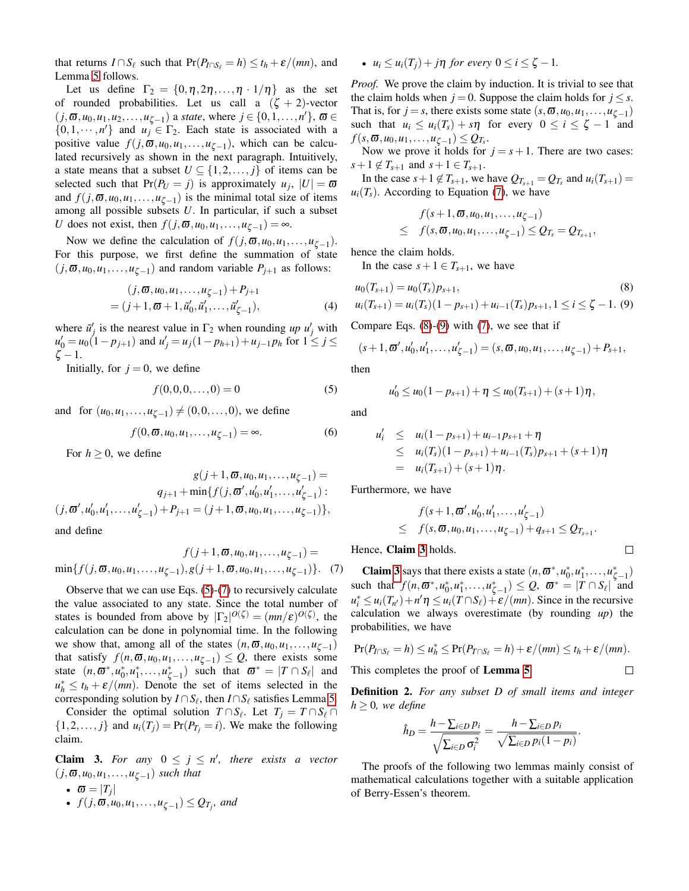that returns $I \cap S_\ell$ such that $\Pr(P_{I\cap S_\ell} = h) \le t_h + \varepsilon/(mn)$, and Lemma 5 follows.

Let us define $\Gamma_2 = \{0, \eta, 2\eta, \ldots, \eta \cdot 1/\eta\}$ as the set of rounded probabilities. Let us call a $(\zeta+2)$-vector $(j, \varpi, u_0, u_1, u_2, \ldots, u_{\zeta-1})$ a *state*, where $j \in \{0, 1, \ldots, n'\}$, $\varpi \in \{0, 1, \cdots, n'\}$ and $u_j \in \Gamma_2$. Each state is associated with a positive value $f(j, \varpi, u_0, u_1, \ldots, u_{\zeta-1})$, which can be calculated recursively as shown in the next paragraph. Intuitively, a state means that a subset $U \subseteq \{1, 2, \ldots, j\}$ of items can be selected such that $\Pr(P_U = j)$ is approximately $u_j$, $|U| = \varpi$ and $f(j, \varpi, u_0, u_1, \ldots, u_{\zeta-1})$ is the minimal total size of items among all possible subsets $U$. In particular, if such a subset $U$ does not exist, then $f(j, \varpi, u_0, u_1, \ldots, u_{\zeta-1}) = \infty$.

Now we define the calculation of $f(j, \varpi, u_0, u_1, \ldots, u_{\zeta-1})$. For this purpose, we first define the summation of state $(j, \varpi, u_0, u_1, \ldots, u_{\zeta-1})$ and random variable $P_{j+1}$ as follows:

$$
\begin{aligned}
&(j, \varpi, u_0, u_1, \ldots, u_{\zeta-1}) + P_{j+1} \\
&= (j+1, \varpi+1, \tilde{u}'_0, \tilde{u}'_1, \ldots, \tilde{u}'_{\zeta-1}),
\end{aligned} \tag{4}
$$

where $\tilde{u}'_j$ is the nearest value in $\Gamma_2$ when rounding *up* $u'_j$ with $u'_0 = u_0(1 - p_{j+1})$ and $u'_j = u_j(1 - p_{h+1}) + u_{j-1} p_h$ for $1 \le j \le \zeta - 1$.

Initially, for $j = 0$, we define

$$
f(0, 0, 0, \ldots, 0) = 0 \tag{5}
$$

and for $(u_0, u_1, \ldots, u_{\zeta-1}) \neq (0, 0, \ldots, 0)$, we define

$$
f(0, \varpi, u_0, u_1, \ldots, u_{\zeta-1}) = \infty. \tag{6}
$$

For $h \ge 0$, we define

$$
\begin{aligned}
&g(j+1, \varpi, u_0, u_1, \ldots, u_{\zeta-1}) = \\
&\quad q_{j+1} + \min\{f(j, \varpi', u'_0, u'_1, \ldots, u'_{\zeta-1}) : \\
&(j, \varpi', u'_0, u'_1, \ldots, u'_{\zeta-1}) + P_{j+1} = (j+1, \varpi, u_0, u_1, \ldots, u_{\zeta-1})\},
\end{aligned}
$$

and define

$$
\begin{aligned}
&f(j+1, \varpi, u_0, u_1, \ldots, u_{\zeta-1}) = \\
&\min\{f(j, \varpi, u_0, u_1, \ldots, u_{\zeta-1}), g(j+1, \varpi, u_0, u_1, \ldots, u_{\zeta-1})\}.
\end{aligned} \tag{7}
$$

Observe that we can use Eqs. (5)-(7) to recursively calculate the value associated to any state. Since the total number of states is bounded from above by $|\Gamma_2|^{O(\zeta)} = (mn/\varepsilon)^{O(\zeta)}$, the calculation can be done in polynomial time. In the following we show that, among all of the states $(n, \varpi, u_0, u_1, \ldots, u_{\zeta-1})$ that satisfy $f(n, \varpi, u_0, u_1, \ldots, u_{\zeta-1}) \le Q$, there exists some state $(n, \varpi^*, u_0^*, u_1^*, \ldots, u_{\zeta-1}^*)$ such that $\varpi^* = |T \cap S_\ell|$ and $u_h^* \le t_h + \varepsilon/(mn)$. Denote the set of items selected in the corresponding solution by $I \cap S_\ell$, then $I \cap S_\ell$ satisfies Lemma 5.

Consider the optimal solution $T \cap S_\ell$. Let $T_j = T \cap S_\ell \cap \{1, 2, \ldots, j\}$ and $u_i(T_j) = \Pr(P_{T_j} = i)$. We make the following claim.

**Claim 3.** *For any $0 \le j \le n'$, there exists a vector $(j, \varpi, u_0, u_1, \ldots, u_{\zeta-1})$ such that*

- *$\varpi = |T_j|$*
- *$f(j, \varpi, u_0, u_1, \ldots, u_{\zeta-1}) \le Q_{T_j}$, and*
- *$u_i \le u_i(T_j) + j\eta$ for every $0 \le i \le \zeta - 1$.*

*Proof.* We prove the claim by induction. It is trivial to see that the claim holds when $j = 0$. Suppose the claim holds for $j \le s$. That is, for $j = s$, there exists some state $(s, \varpi, u_0, u_1, \ldots, u_{\zeta-1})$ such that $u_i \le u_i(T_s) + s\eta$ for every $0 \le i \le \zeta - 1$ and $f(s, \varpi, u_0, u_1, \ldots, u_{\zeta-1}) \le Q_{T_s}$.

Now we prove it holds for $j = s+1$. There are two cases: $s+1 \notin T_{s+1}$ and $s+1 \in T_{s+1}$.

In the case $s+1 \notin T_{s+1}$, we have $Q_{T_{s+1}} = Q_{T_s}$ and $u_i(T_{s+1}) = u_i(T_s)$. According to Equation (7), we have

$$
\begin{aligned}
&f(s+1, \varpi, u_0, u_1, \ldots, u_{\zeta-1}) \\
\le\ & f(s, \varpi, u_0, u_1, \ldots, u_{\zeta-1}) \le Q_{T_s} = Q_{T_{s+1}},
\end{aligned}
$$

hence the claim holds.

In the case $s+1 \in T_{s+1}$, we have

$$
u_0(T_{s+1}) = u_0(T_s) p_{s+1}, \tag{8}
$$
$$
u_i(T_{s+1}) = u_i(T_s)(1 - p_{s+1}) + u_{i-1}(T_s) p_{s+1}, 1 \le i \le \zeta - 1. \tag{9}
$$

Compare Eqs. (8)-(9) with (7), we see that if

$$
(s+1, \varpi', u'_0, u'_1, \ldots, u'_{\zeta-1}) = (s, \varpi, u_0, u_1, \ldots, u_{\zeta-1}) + P_{s+1},
$$

then

$$
u'_0 \le u_0(1 - p_{s+1}) + \eta \le u_0(T_{s+1}) + (s+1)\eta,
$$

and

$$
\begin{aligned}
u'_i &\le u_i(1 - p_{s+1}) + u_{i-1} p_{s+1} + \eta \\
&\le u_i(T_s)(1 - p_{s+1}) + u_{i-1}(T_s) p_{s+1} + (s+1)\eta \\
&= u_i(T_{s+1}) + (s+1)\eta.
\end{aligned}
$$

Furthermore, we have

$$
\begin{aligned}
&f(s+1, \varpi', u'_0, u'_1, \ldots, u'_{\zeta-1}) \\
\le\ & f(s, \varpi, u_0, u_1, \ldots, u_{\zeta-1}) + q_{s+1} \le Q_{T_{s+1}}.
\end{aligned}
$$

Hence, **Claim 3** holds. $\square$

**Claim 3** says that there exists a state $(n, \varpi^*, u_0^*, u_1^*, \ldots, u_{\zeta-1}^*)$ such that $f(n, \varpi^*, u_0^*, u_1^*, \ldots, u_{\zeta-1}^*) \le Q$, $\varpi^* = |T \cap S_\ell|$ and $u_i^* \le u_i(T_{n'}) + n'\eta \le u_i(T \cap S_\ell) + \varepsilon/(mn)$. Since in the recursive calculation we always overestimate (by rounding *up*) the probabilities, we have

$$
\Pr(P_{I\cap S_\ell} = h) \le u_h^* \le \Pr(P_{T\cap S_\ell} = h) + \varepsilon/(mn) \le t_h + \varepsilon/(mn).
$$

This completes the proof of **Lemma 5**. $\square$

**Definition 2.** *For any subset $D$ of small items and integer $h \ge 0$, we define*

$$
\hat{h}_D = \frac{h - \sum_{i\in D} p_i}{\sqrt{\sum_{i\in D} \sigma_i^2}} = \frac{h - \sum_{i\in D} p_i}{\sqrt{\sum_{i\in D} p_i(1 - p_i)}}.
$$

The proofs of the following two lemmas mainly consist of mathematical calculations together with a suitable application of Berry-Essen's theorem.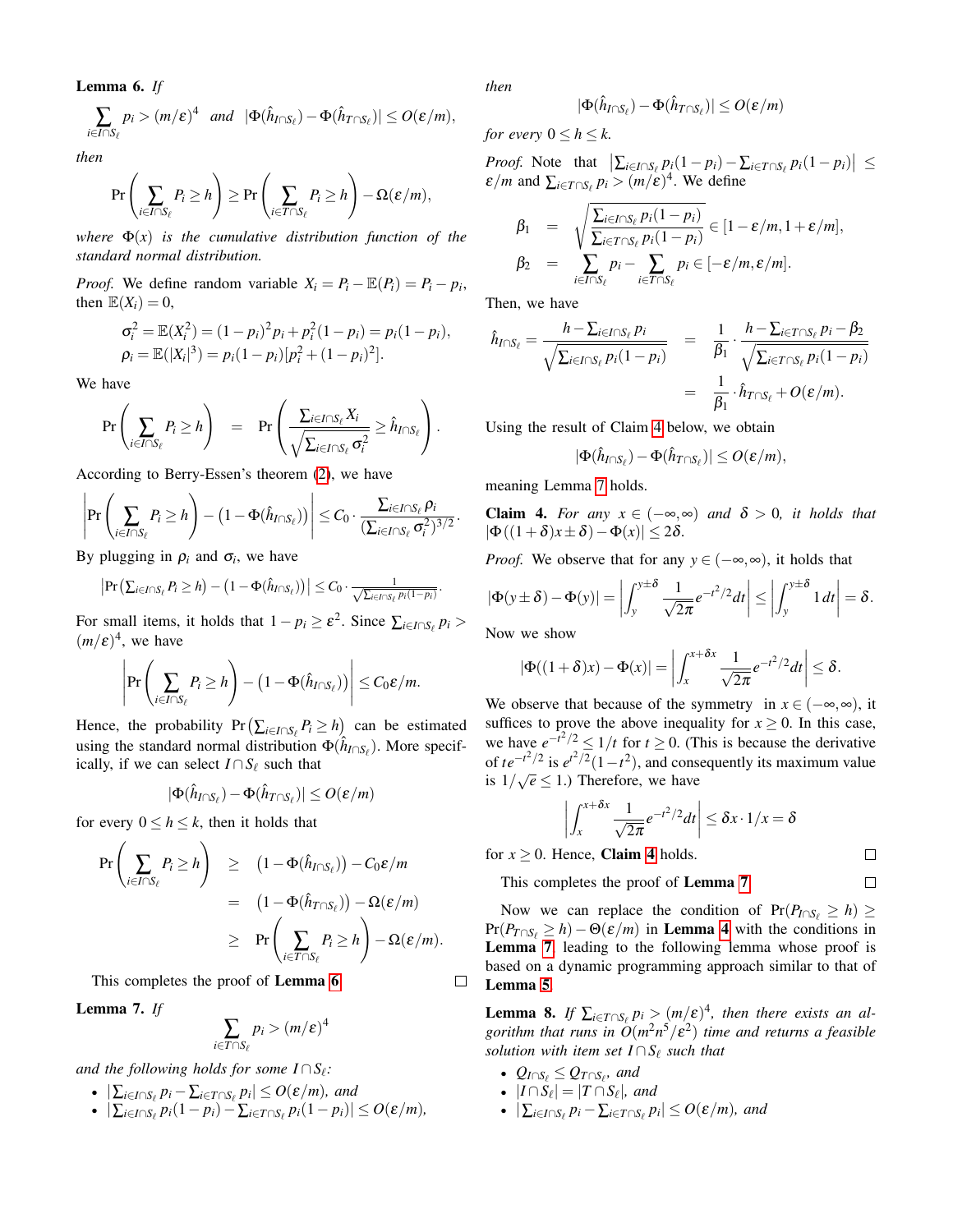**Lemma 6.** *If*

$$\sum_{i\in I\cap S_\ell} p_i > (m/\varepsilon)^4 \quad \text{and} \quad |\Phi(\hat{h}_{I\cap S_\ell}) - \Phi(\hat{h}_{T\cap S_\ell})| \le O(\varepsilon/m),$$

*then*

$$\Pr\left(\sum_{i\in I\cap S_\ell} P_i \ge h\right) \ge \Pr\left(\sum_{i\in T\cap S_\ell} P_i \ge h\right) - \Omega(\varepsilon/m),$$

*where $\Phi(x)$ is the cumulative distribution function of the standard normal distribution.*

*Proof.* We define random variable $X_i = P_i - \mathbb{E}(P_i) = P_i - p_i$, then $\mathbb{E}(X_i) = 0$,

$$\sigma_i^2 = \mathbb{E}(X_i^2) = (1-p_i)^2 p_i + p_i^2(1-p_i) = p_i(1-p_i),$$
$$\rho_i = \mathbb{E}(|X_i|^3) = p_i(1-p_i)[p_i^2 + (1-p_i)^2].$$

We have

$$\Pr\left(\sum_{i\in I\cap S_\ell} P_i \ge h\right) = \Pr\left(\frac{\sum_{i\in I\cap S_\ell} X_i}{\sqrt{\sum_{i\in I\cap S_\ell}\sigma_i^2}} \ge \hat{h}_{I\cap S_\ell}\right).$$

According to Berry-Essen's theorem (2), we have

$$\left|\Pr\left(\sum_{i\in I\cap S_\ell} P_i \ge h\right) - \left(1-\Phi(\hat{h}_{I\cap S_\ell})\right)\right| \le C_0 \cdot \frac{\sum_{i\in I\cap S_\ell}\rho_i}{(\sum_{i\in I\cap S_\ell}\sigma_i^2)^{3/2}}.$$

By plugging in $\rho_i$ and $\sigma_i$, we have

$$\left|\Pr\left(\sum_{i\in I\cap S_\ell} P_i \ge h\right) - \left(1-\Phi(\hat{h}_{I\cap S_\ell})\right)\right| \le C_0 \cdot \frac{1}{\sqrt{\sum_{i\in I\cap S_\ell} p_i(1-p_i)}}.$$

For small items, it holds that $1-p_i \ge \varepsilon^2$. Since $\sum_{i\in I\cap S_\ell} p_i > (m/\varepsilon)^4$, we have

$$\left|\Pr\left(\sum_{i\in I\cap S_\ell} P_i \ge h\right) - \left(1-\Phi(\hat{h}_{I\cap S_\ell})\right)\right| \le C_0\varepsilon/m.$$

Hence, the probability $\Pr\left(\sum_{i\in I\cap S_\ell} P_i \ge h\right)$ can be estimated using the standard normal distribution $\Phi(\hat{h}_{I\cap S_\ell})$. More specifically, if we can select $I\cap S_\ell$ such that

$$|\Phi(\hat{h}_{I\cap S_\ell}) - \Phi(\hat{h}_{T\cap S_\ell})| \le O(\varepsilon/m)$$

for every $0 \le h \le k$, then it holds that

$$\begin{aligned}
\Pr\left(\sum_{i\in I\cap S_\ell} P_i \ge h\right) &\ge \left(1-\Phi(\hat{h}_{I\cap S_\ell})\right) - C_0\varepsilon/m \\
&= \left(1-\Phi(\hat{h}_{T\cap S_\ell})\right) - \Omega(\varepsilon/m) \\
&\ge \Pr\left(\sum_{i\in T\cap S_\ell} P_i \ge h\right) - \Omega(\varepsilon/m).
\end{aligned}$$

This completes the proof of **Lemma 6**. □

**Lemma 7.** *If*

$$\sum_{i\in T\cap S_\ell} p_i > (m/\varepsilon)^4$$

*and the following holds for some $I\cap S_\ell$:*

- $\left|\sum_{i\in I\cap S_\ell} p_i - \sum_{i\in T\cap S_\ell} p_i\right| \le O(\varepsilon/m)$, *and*
- $\left|\sum_{i\in I\cap S_\ell} p_i(1-p_i) - \sum_{i\in T\cap S_\ell} p_i(1-p_i)\right| \le O(\varepsilon/m)$,

*then*

$$|\Phi(\hat{h}_{I\cap S_\ell}) - \Phi(\hat{h}_{T\cap S_\ell})| \le O(\varepsilon/m)$$

*for every $0 \le h \le k$.*

*Proof.* Note that $\left|\sum_{i\in I\cap S_\ell} p_i(1-p_i) - \sum_{i\in T\cap S_\ell} p_i(1-p_i)\right| \le \varepsilon/m$ and $\sum_{i\in T\cap S_\ell} p_i > (m/\varepsilon)^4$. We define

$$\begin{aligned}
\beta_1 &= \sqrt{\frac{\sum_{i\in I\cap S_\ell} p_i(1-p_i)}{\sum_{i\in T\cap S_\ell} p_i(1-p_i)}} \in [1-\varepsilon/m, 1+\varepsilon/m], \\
\beta_2 &= \sum_{i\in I\cap S_\ell} p_i - \sum_{i\in T\cap S_\ell} p_i \in [-\varepsilon/m, \varepsilon/m].
\end{aligned}$$

Then, we have

$$\begin{aligned}
\hat{h}_{I\cap S_\ell} = \frac{h - \sum_{i\in I\cap S_\ell} p_i}{\sqrt{\sum_{i\in I\cap S_\ell} p_i(1-p_i)}} &= \frac{1}{\beta_1}\cdot\frac{h - \sum_{i\in T\cap S_\ell} p_i - \beta_2}{\sqrt{\sum_{i\in T\cap S_\ell} p_i(1-p_i)}} \\
&= \frac{1}{\beta_1}\cdot\hat{h}_{T\cap S_\ell} + O(\varepsilon/m).
\end{aligned}$$

Using the result of Claim 4 below, we obtain

$$|\Phi(\hat{h}_{I\cap S_\ell}) - \Phi(\hat{h}_{T\cap S_\ell})| \le O(\varepsilon/m),$$

meaning Lemma 7 holds.

**Claim 4.** *For any $x \in (-\infty, \infty)$ and $\delta > 0$, it holds that $|\Phi((1+\delta)x \pm \delta) - \Phi(x)| \le 2\delta$.*

*Proof.* We observe that for any $y \in (-\infty, \infty)$, it holds that

$$|\Phi(y\pm\delta) - \Phi(y)| = \left|\int_y^{y\pm\delta} \frac{1}{\sqrt{2\pi}} e^{-t^2/2} dt\right| \le \left|\int_y^{y\pm\delta} 1\, dt\right| = \delta.$$

Now we show

$$|\Phi((1+\delta)x) - \Phi(x)| = \left|\int_x^{x+\delta x} \frac{1}{\sqrt{2\pi}} e^{-t^2/2} dt\right| \le \delta.$$

We observe that because of the symmetry in $x \in (-\infty, \infty)$, it suffices to prove the above inequality for $x \ge 0$. In this case, we have $e^{-t^2/2} \le 1/t$ for $t \ge 0$. (This is because the derivative of $te^{-t^2/2}$ is $e^{t^2/2}(1-t^2)$, and consequently its maximum value is $1/\sqrt{e} \le 1$.) Therefore, we have

$$\left|\int_x^{x+\delta x} \frac{1}{\sqrt{2\pi}} e^{-t^2/2} dt\right| \le \delta x \cdot 1/x = \delta$$

for $x \ge 0$. Hence, **Claim 4** holds. □

This completes the proof of **Lemma 7**. □

Now we can replace the condition of $\Pr(P_{I\cap S_\ell} \ge h) \ge \Pr(P_{T\cap S_\ell} \ge h) - \Theta(\varepsilon/m)$ in **Lemma 4** with the conditions in **Lemma 7**, leading to the following lemma whose proof is based on a dynamic programming approach similar to that of **Lemma 5**.

**Lemma 8.** *If $\sum_{i\in T\cap S_\ell} p_i > (m/\varepsilon)^4$, then there exists an algorithm that runs in $O(m^2n^5/\varepsilon^2)$ time and returns a feasible solution with item set $I\cap S_\ell$ such that*

- $Q_{I\cap S_\ell} \le Q_{T\cap S_\ell}$, *and*
- $|I\cap S_\ell| = |T\cap S_\ell|$, *and*
- $\left|\sum_{i\in I\cap S_\ell} p_i - \sum_{i\in T\cap S_\ell} p_i\right| \le O(\varepsilon/m)$, *and*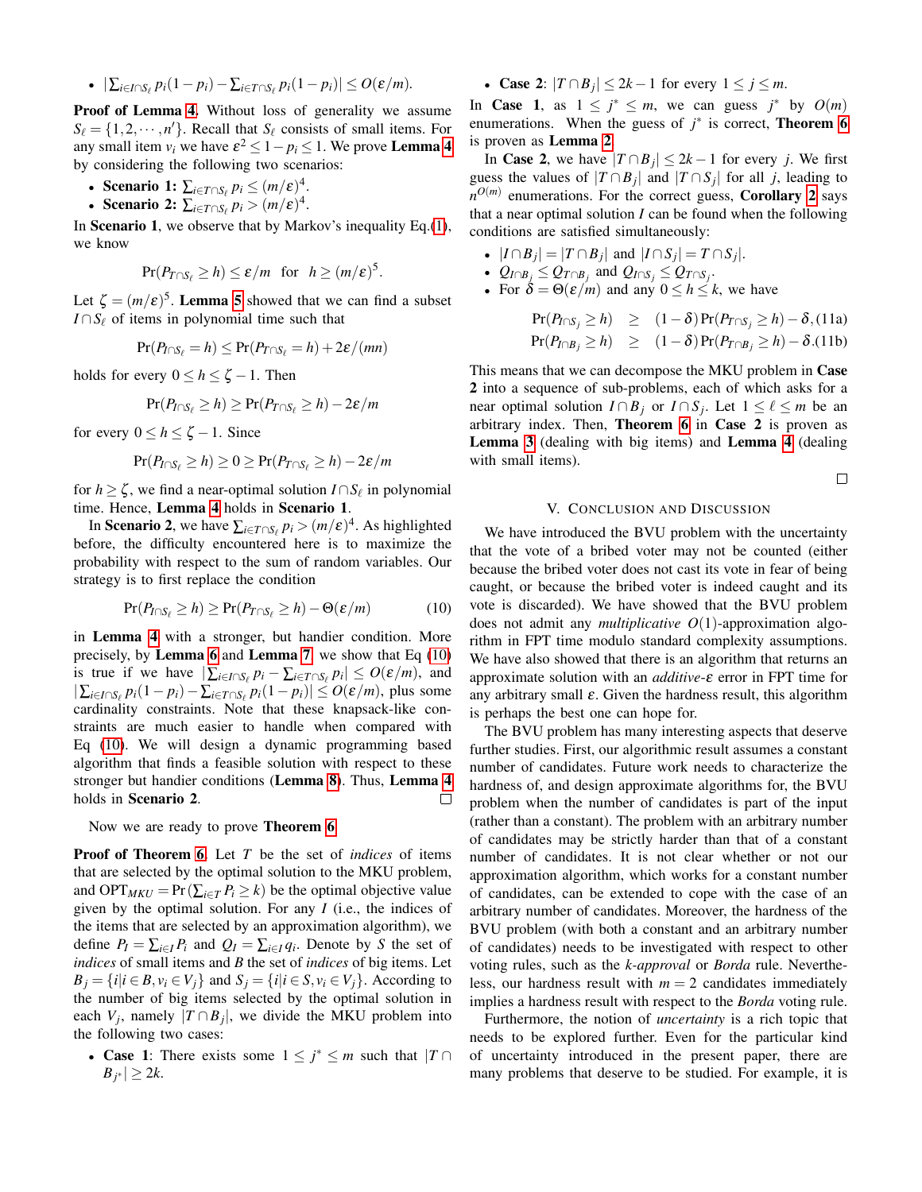- $|\sum_{i\in I\cap S_\ell} p_i(1-p_i) - \sum_{i\in T\cap S_\ell} p_i(1-p_i)| \le O(\varepsilon/m)$.

**Proof of Lemma 4.** Without loss of generality we assume $S_\ell = \{1,2,\cdots,n'\}$. Recall that $S_\ell$ consists of small items. For any small item $v_i$ we have $\varepsilon^2 \le 1-p_i \le 1$. We prove **Lemma 4** by considering the following two scenarios:

- **Scenario 1:** $\sum_{i\in T\cap S_\ell} p_i \le (m/\varepsilon)^4$.
- **Scenario 2:** $\sum_{i\in T\cap S_\ell} p_i > (m/\varepsilon)^4$.

In **Scenario 1**, we observe that by Markov's inequality Eq.(1), we know

$$\Pr(P_{T\cap S_\ell} \ge h) \le \varepsilon/m \quad \text{for} \quad h \ge (m/\varepsilon)^5.$$

Let $\zeta = (m/\varepsilon)^5$. **Lemma 5** showed that we can find a subset $I\cap S_\ell$ of items in polynomial time such that

$$\Pr(P_{I\cap S_\ell} = h) \le \Pr(P_{T\cap S_\ell} = h) + 2\varepsilon/(mn)$$

holds for every $0 \le h \le \zeta - 1$. Then

$$\Pr(P_{I\cap S_\ell} \ge h) \ge \Pr(P_{T\cap S_\ell} \ge h) - 2\varepsilon/m$$

for every $0 \le h \le \zeta - 1$. Since

$$\Pr(P_{I\cap S_\ell} \ge h) \ge 0 \ge \Pr(P_{T\cap S_\ell} \ge h) - 2\varepsilon/m$$

for $h \ge \zeta$, we find a near-optimal solution $I\cap S_\ell$ in polynomial time. Hence, **Lemma 4** holds in **Scenario 1**.

In **Scenario 2**, we have $\sum_{i\in T\cap S_\ell} p_i > (m/\varepsilon)^4$. As highlighted before, the difficulty encountered here is to maximize the probability with respect to the sum of random variables. Our strategy is to first replace the condition

$$\Pr(P_{I\cap S_\ell} \ge h) \ge \Pr(P_{T\cap S_\ell} \ge h) - \Theta(\varepsilon/m) \tag{10}$$

in **Lemma 4** with a stronger, but handier condition. More precisely, by **Lemma 6** and **Lemma 7**, we show that Eq (10) is true if we have $|\sum_{i\in I\cap S_\ell} p_i - \sum_{i\in T\cap S_\ell} p_i| \le O(\varepsilon/m)$, and $|\sum_{i\in I\cap S_\ell} p_i(1-p_i) - \sum_{i\in T\cap S_\ell} p_i(1-p_i)| \le O(\varepsilon/m)$, plus some cardinality constraints. Note that these knapsack-like constraints are much easier to handle when compared with Eq (10). We will design a dynamic programming based algorithm that finds a feasible solution with respect to these stronger but handier conditions (**Lemma 8**). Thus, **Lemma 4** holds in **Scenario 2**. □

Now we are ready to prove **Theorem 6**.

**Proof of Theorem 6.** Let $T$ be the set of *indices* of items that are selected by the optimal solution to the MKU problem, and $\text{OPT}_{MKU} = \Pr(\sum_{i\in T} P_i \ge k)$ be the optimal objective value given by the optimal solution. For any $I$ (i.e., the indices of the items that are selected by an approximation algorithm), we define $P_I = \sum_{i\in I} P_i$ and $Q_I = \sum_{i\in I} q_i$. Denote by $S$ the set of *indices* of small items and $B$ the set of *indices* of big items. Let $B_j = \{i | i\in B, v_i \in V_j\}$ and $S_j = \{i | i \in S, v_i \in V_j\}$. According to the number of big items selected by the optimal solution in each $V_j$, namely $|T\cap B_j|$, we divide the MKU problem into the following two cases:

- **Case 1**: There exists some $1 \le j^* \le m$ such that $|T\cap B_{j^*}| \ge 2k$.
- **Case 2**: $|T\cap B_j| \le 2k-1$ for every $1 \le j \le m$.

In **Case 1**, as $1 \le j^* \le m$, we can guess $j^*$ by $O(m)$ enumerations. When the guess of $j^*$ is correct, **Theorem 6** is proven as **Lemma 2**.

In **Case 2**, we have $|T\cap B_j| \le 2k-1$ for every $j$. We first guess the values of $|T\cap B_j|$ and $|T\cap S_j|$ for all $j$, leading to $n^{O(m)}$ enumerations. For the correct guess, **Corollary 2** says that a near optimal solution $I$ can be found when the following conditions are satisfied simultaneously:

- $|I\cap B_j| = |T\cap B_j|$ and $|I\cap S_j| = T\cap S_j|$.
- $Q_{I\cap B_j} \le Q_{T\cap B_j}$ and $Q_{I\cap S_j} \le Q_{T\cap S_j}$.
- For $\delta = \Theta(\varepsilon/m)$ and any $0 \le h \le k$, we have

$$\Pr(P_{I\cap S_j} \ge h) \ \ge \ (1-\delta)\Pr(P_{T\cap S_j} \ge h) - \delta, \tag{11a}$$
$$\Pr(P_{I\cap B_j} \ge h) \ \ge \ (1-\delta)\Pr(P_{T\cap B_j} \ge h) - \delta. \tag{11b}$$

This means that we can decompose the MKU problem in **Case 2** into a sequence of sub-problems, each of which asks for a near optimal solution $I\cap B_j$ or $I\cap S_j$. Let $1 \le \ell \le m$ be an arbitrary index. Then, **Theorem 6** in **Case 2** is proven as **Lemma 3** (dealing with big items) and **Lemma 4** (dealing with small items). □

## V. Conclusion and Discussion

We have introduced the BVU problem with the uncertainty that the vote of a bribed voter may not be counted (either because the bribed voter does not cast its vote in fear of being caught, or because the bribed voter is indeed caught and its vote is discarded). We have showed that the BVU problem does not admit any *multiplicative* $O(1)$-approximation algorithm in FPT time modulo standard complexity assumptions. We have also showed that there is an algorithm that returns an approximate solution with an *additive*-$\varepsilon$ error in FPT time for any arbitrary small $\varepsilon$. Given the hardness result, this algorithm is perhaps the best one can hope for.

The BVU problem has many interesting aspects that deserve further studies. First, our algorithmic result assumes a constant number of candidates. Future work needs to characterize the hardness of, and design approximate algorithms for, the BVU problem when the number of candidates is part of the input (rather than a constant). The problem with an arbitrary number of candidates may be strictly harder than that of a constant number of candidates. It is not clear whether or not our approximation algorithm, which works for a constant number of candidates, can be extended to cope with the case of an arbitrary number of candidates. Moreover, the hardness of the BVU problem (with both a constant and an arbitrary number of candidates) needs to be investigated with respect to other voting rules, such as the *k-approval* or *Borda* rule. Nevertheless, our hardness result with $m = 2$ candidates immediately implies a hardness result with respect to the *Borda* voting rule.

Furthermore, the notion of *uncertainty* is a rich topic that needs to be explored further. Even for the particular kind of uncertainty introduced in the present paper, there are many problems that deserve to be studied. For example, it is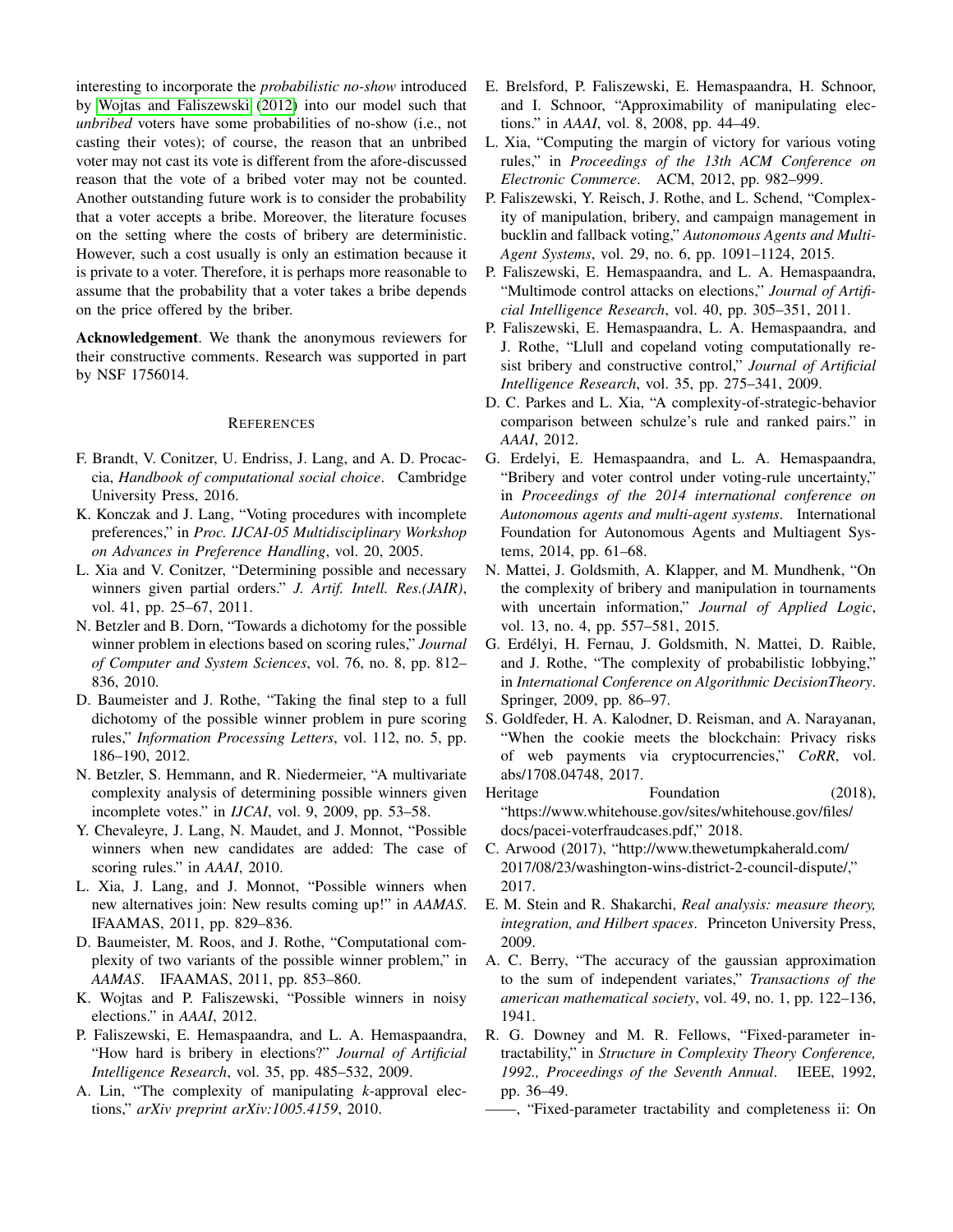interesting to incorporate the *probabilistic no-show* introduced by Wojtas and Faliszewski (2012) into our model such that *unbribed* voters have some probabilities of no-show (i.e., not casting their votes); of course, the reason that an unbribed voter may not cast its vote is different from the afore-discussed reason that the vote of a bribed voter may not be counted. Another outstanding future work is to consider the probability that a voter accepts a bribe. Moreover, the literature focuses on the setting where the costs of bribery are deterministic. However, such a cost usually is only an estimation because it is private to a voter. Therefore, it is perhaps more reasonable to assume that the probability that a voter takes a bribe depends on the price offered by the briber.

**Acknowledgement**. We thank the anonymous reviewers for their constructive comments. Research was supported in part by NSF 1756014.

## REFERENCES

F. Brandt, V. Conitzer, U. Endriss, J. Lang, and A. D. Procaccia, *Handbook of computational social choice*. Cambridge University Press, 2016.

K. Konczak and J. Lang, "Voting procedures with incomplete preferences," in *Proc. IJCAI-05 Multidisciplinary Workshop on Advances in Preference Handling*, vol. 20, 2005.

L. Xia and V. Conitzer, "Determining possible and necessary winners given partial orders." *J. Artif. Intell. Res.(JAIR)*, vol. 41, pp. 25–67, 2011.

N. Betzler and B. Dorn, "Towards a dichotomy for the possible winner problem in elections based on scoring rules," *Journal of Computer and System Sciences*, vol. 76, no. 8, pp. 812–836, 2010.

D. Baumeister and J. Rothe, "Taking the final step to a full dichotomy of the possible winner problem in pure scoring rules," *Information Processing Letters*, vol. 112, no. 5, pp. 186–190, 2012.

N. Betzler, S. Hemmann, and R. Niedermeier, "A multivariate complexity analysis of determining possible winners given incomplete votes." in *IJCAI*, vol. 9, 2009, pp. 53–58.

Y. Chevaleyre, J. Lang, N. Maudet, and J. Monnot, "Possible winners when new candidates are added: The case of scoring rules." in *AAAI*, 2010.

L. Xia, J. Lang, and J. Monnot, "Possible winners when new alternatives join: New results coming up!" in *AAMAS*. IFAAMAS, 2011, pp. 829–836.

D. Baumeister, M. Roos, and J. Rothe, "Computational complexity of two variants of the possible winner problem," in *AAMAS*. IFAAMAS, 2011, pp. 853–860.

K. Wojtas and P. Faliszewski, "Possible winners in noisy elections." in *AAAI*, 2012.

P. Faliszewski, E. Hemaspaandra, and L. A. Hemaspaandra, "How hard is bribery in elections?" *Journal of Artificial Intelligence Research*, vol. 35, pp. 485–532, 2009.

A. Lin, "The complexity of manipulating $k$-approval elections," *arXiv preprint arXiv:1005.4159*, 2010.

E. Brelsford, P. Faliszewski, E. Hemaspaandra, H. Schnoor, and I. Schnoor, "Approximability of manipulating elections." in *AAAI*, vol. 8, 2008, pp. 44–49.

L. Xia, "Computing the margin of victory for various voting rules," in *Proceedings of the 13th ACM Conference on Electronic Commerce*. ACM, 2012, pp. 982–999.

P. Faliszewski, Y. Reisch, J. Rothe, and L. Schend, "Complexity of manipulation, bribery, and campaign management in bucklin and fallback voting," *Autonomous Agents and Multi-Agent Systems*, vol. 29, no. 6, pp. 1091–1124, 2015.

P. Faliszewski, E. Hemaspaandra, and L. A. Hemaspaandra, "Multimode control attacks on elections," *Journal of Artificial Intelligence Research*, vol. 40, pp. 305–351, 2011.

P. Faliszewski, E. Hemaspaandra, L. A. Hemaspaandra, and J. Rothe, "Llull and copeland voting computationally resist bribery and constructive control," *Journal of Artificial Intelligence Research*, vol. 35, pp. 275–341, 2009.

D. C. Parkes and L. Xia, "A complexity-of-strategic-behavior comparison between schulze's rule and ranked pairs." in *AAAI*, 2012.

G. Erdelyi, E. Hemaspaandra, and L. A. Hemaspaandra, "Bribery and voter control under voting-rule uncertainty," in *Proceedings of the 2014 international conference on Autonomous agents and multi-agent systems*. International Foundation for Autonomous Agents and Multiagent Systems, 2014, pp. 61–68.

N. Mattei, J. Goldsmith, A. Klapper, and M. Mundhenk, "On the complexity of bribery and manipulation in tournaments with uncertain information," *Journal of Applied Logic*, vol. 13, no. 4, pp. 557–581, 2015.

G. Erdélyi, H. Fernau, J. Goldsmith, N. Mattei, D. Raible, and J. Rothe, "The complexity of probabilistic lobbying," in *International Conference on Algorithmic DecisionTheory*. Springer, 2009, pp. 86–97.

S. Goldfeder, H. A. Kalodner, D. Reisman, and A. Narayanan, "When the cookie meets the blockchain: Privacy risks of web payments via cryptocurrencies," *CoRR*, vol. abs/1708.04748, 2017.

Heritage Foundation (2018), "https://www.whitehouse.gov/sites/whitehouse.gov/files/docs/pacei-voterfraudcases.pdf," 2018.

C. Arwood (2017), "http://www.thewetumpkaherald.com/2017/08/23/washington-wins-district-2-council-dispute/," 2017.

E. M. Stein and R. Shakarchi, *Real analysis: measure theory, integration, and Hilbert spaces*. Princeton University Press, 2009.

A. C. Berry, "The accuracy of the gaussian approximation to the sum of independent variates," *Transactions of the american mathematical society*, vol. 49, no. 1, pp. 122–136, 1941.

R. G. Downey and M. R. Fellows, "Fixed-parameter intractability," in *Structure in Complexity Theory Conference, 1992., Proceedings of the Seventh Annual*. IEEE, 1992, pp. 36–49.

——, "Fixed-parameter tractability and completeness ii: On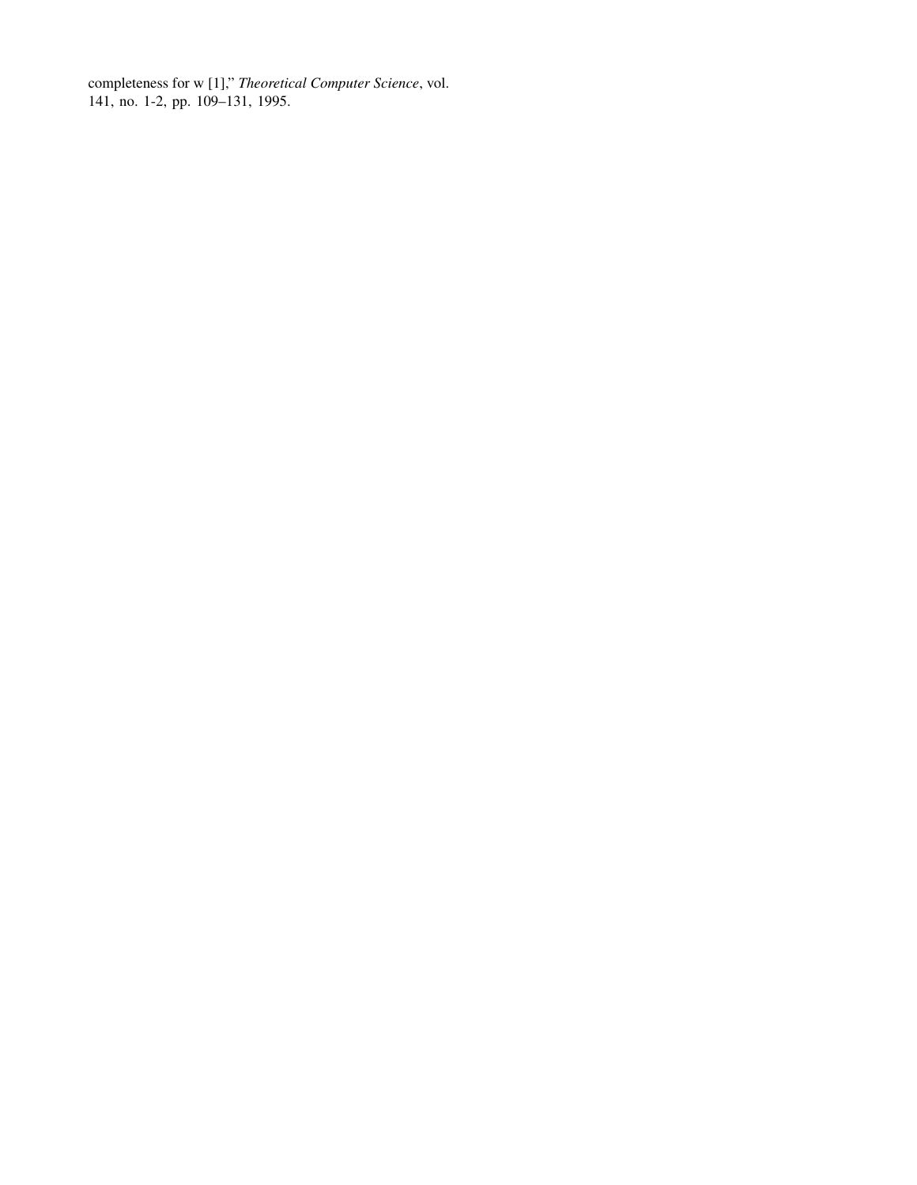completeness for w [1]," *Theoretical Computer Science*, vol. 141, no. 1-2, pp. 109–131, 1995.